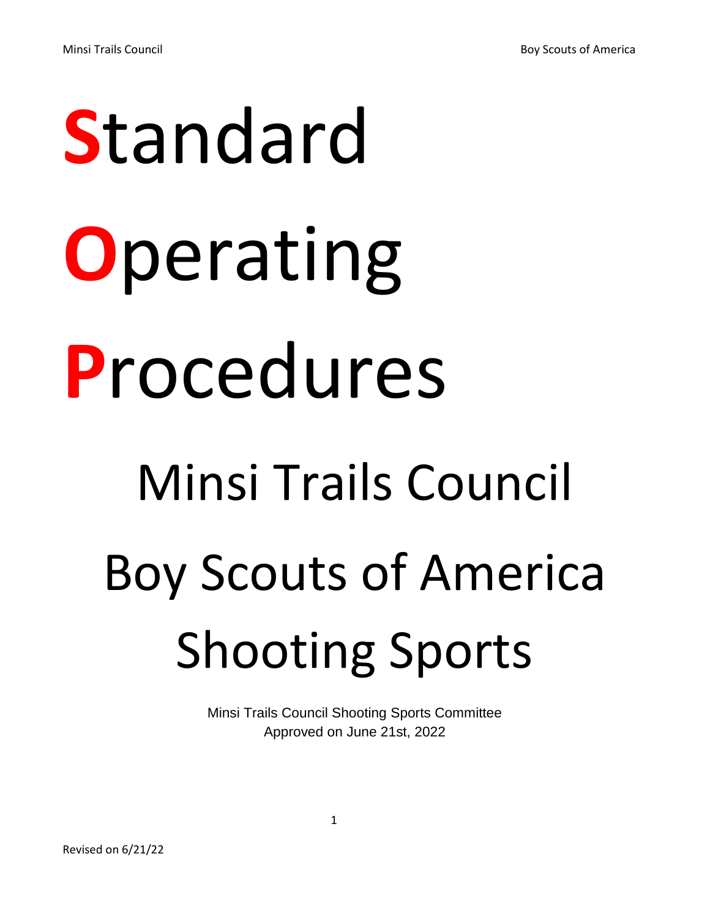# Standard

# Operating

# Procedures

# Minsi Trails Council

# Boy Scouts of America

# Shooting Sports

Minsi Trails Council Shooting Sports Committee
Approved on June 21st, 2022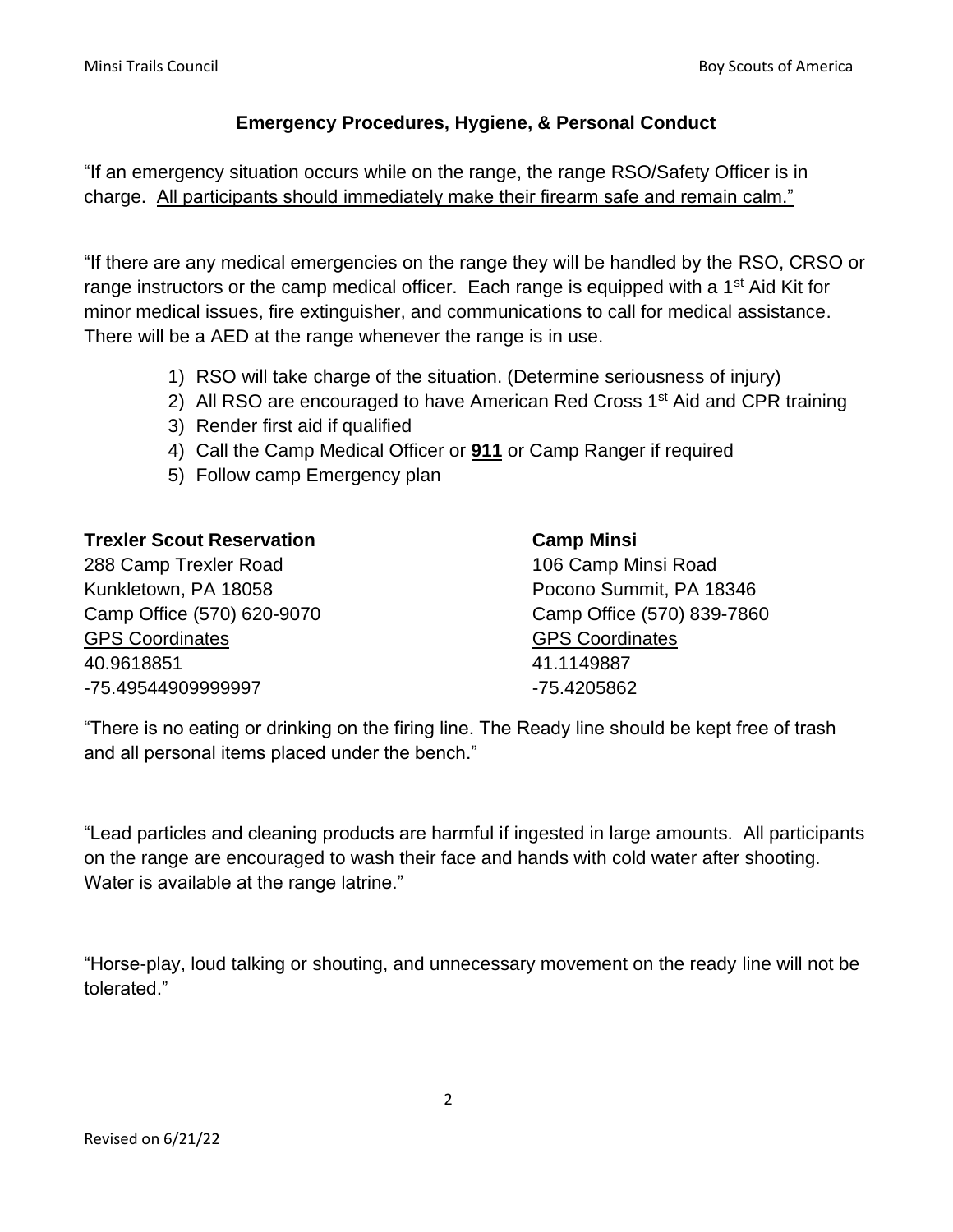## Emergency Procedures, Hygiene, & Personal Conduct

"If an emergency situation occurs while on the range, the range RSO/Safety Officer is in charge. <u>All participants should immediately make their firearm safe and remain calm."</u>

"If there are any medical emergencies on the range they will be handled by the RSO, CRSO or range instructors or the camp medical officer. Each range is equipped with a 1st Aid Kit for minor medical issues, fire extinguisher, and communications to call for medical assistance. There will be a AED at the range whenever the range is in use.

1) RSO will take charge of the situation. (Determine seriousness of injury)
2) All RSO are encouraged to have American Red Cross 1st Aid and CPR training
3) Render first aid if qualified
4) Call the Camp Medical Officer or **<u>911</u>** or Camp Ranger if required
5) Follow camp Emergency plan

**Trexler Scout Reservation**
288 Camp Trexler Road
Kunkletown, PA 18058
Camp Office (570) 620-9070
<u>GPS Coordinates</u>
40.9618851
-75.49544909999997

**Camp Minsi**
106 Camp Minsi Road
Pocono Summit, PA 18346
Camp Office (570) 839-7860
<u>GPS Coordinates</u>
41.1149887
-75.4205862

"There is no eating or drinking on the firing line. The Ready line should be kept free of trash and all personal items placed under the bench."

"Lead particles and cleaning products are harmful if ingested in large amounts. All participants on the range are encouraged to wash their face and hands with cold water after shooting. Water is available at the range latrine."

"Horse-play, loud talking or shouting, and unnecessary movement on the ready line will not be tolerated."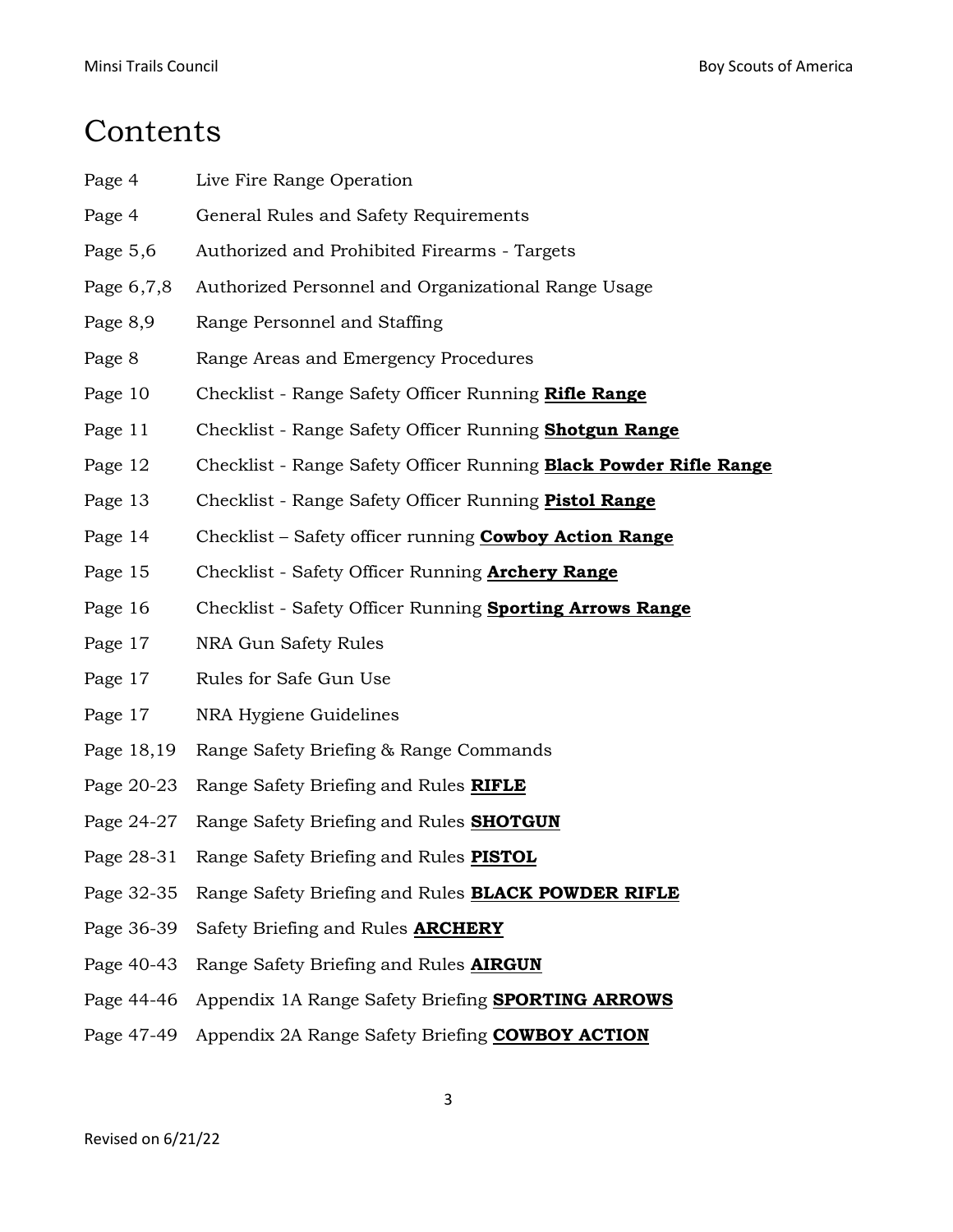# Contents

| | |
|---|---|
| Page 4 | Live Fire Range Operation |
| Page 4 | General Rules and Safety Requirements |
| Page 5,6 | Authorized and Prohibited Firearms - Targets |
| Page 6,7,8 | Authorized Personnel and Organizational Range Usage |
| Page 8,9 | Range Personnel and Staffing |
| Page 8 | Range Areas and Emergency Procedures |
| Page 10 | Checklist - Range Safety Officer Running **Rifle Range** |
| Page 11 | Checklist - Range Safety Officer Running **Shotgun Range** |
| Page 12 | Checklist - Range Safety Officer Running **Black Powder Rifle Range** |
| Page 13 | Checklist - Range Safety Officer Running **Pistol Range** |
| Page 14 | Checklist – Safety officer running **Cowboy Action Range** |
| Page 15 | Checklist - Safety Officer Running **Archery Range** |
| Page 16 | Checklist - Safety Officer Running **Sporting Arrows Range** |
| Page 17 | NRA Gun Safety Rules |
| Page 17 | Rules for Safe Gun Use |
| Page 17 | NRA Hygiene Guidelines |
| Page 18,19 | Range Safety Briefing & Range Commands |
| Page 20-23 | Range Safety Briefing and Rules **RIFLE** |
| Page 24-27 | Range Safety Briefing and Rules **SHOTGUN** |
| Page 28-31 | Range Safety Briefing and Rules **PISTOL** |
| Page 32-35 | Range Safety Briefing and Rules **BLACK POWDER RIFLE** |
| Page 36-39 | Safety Briefing and Rules **ARCHERY** |
| Page 40-43 | Range Safety Briefing and Rules **AIRGUN** |
| Page 44-46 | Appendix 1A Range Safety Briefing **SPORTING ARROWS** |
| Page 47-49 | Appendix 2A Range Safety Briefing **COWBOY ACTION** |

Revised on 6/21/22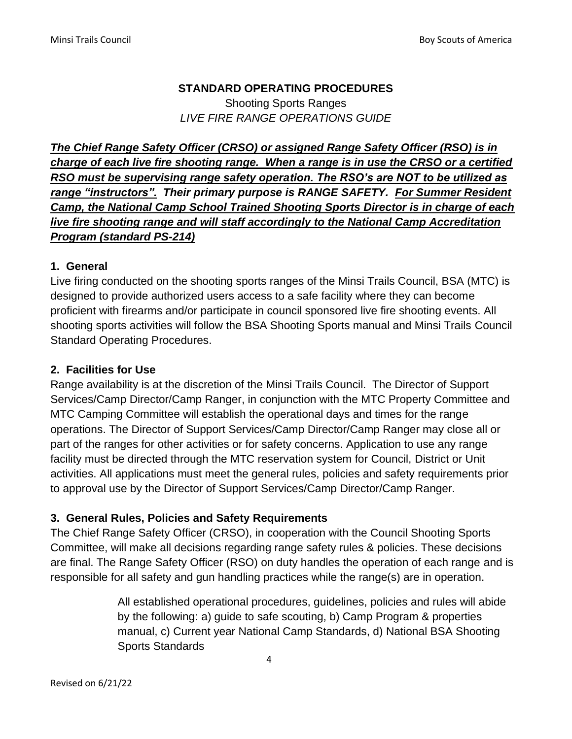**STANDARD OPERATING PROCEDURES**

Shooting Sports Ranges

*LIVE FIRE RANGE OPERATIONS GUIDE*

***The Chief Range Safety Officer (CRSO) or assigned Range Safety Officer (RSO) is in charge of each live fire shooting range. When a range is in use the CRSO or a certified RSO must be supervising range safety operation. The RSO's are NOT to be utilized as range "instructors". Their primary purpose is RANGE SAFETY. For Summer Resident Camp, the National Camp School Trained Shooting Sports Director is in charge of each live fire shooting range and will staff accordingly to the National Camp Accreditation Program (standard PS-214)***

### 1. General

Live firing conducted on the shooting sports ranges of the Minsi Trails Council, BSA (MTC) is designed to provide authorized users access to a safe facility where they can become proficient with firearms and/or participate in council sponsored live fire shooting events. All shooting sports activities will follow the BSA Shooting Sports manual and Minsi Trails Council Standard Operating Procedures.

### 2. Facilities for Use

Range availability is at the discretion of the Minsi Trails Council. The Director of Support Services/Camp Director/Camp Ranger, in conjunction with the MTC Property Committee and MTC Camping Committee will establish the operational days and times for the range operations. The Director of Support Services/Camp Director/Camp Ranger may close all or part of the ranges for other activities or for safety concerns. Application to use any range facility must be directed through the MTC reservation system for Council, District or Unit activities. All applications must meet the general rules, policies and safety requirements prior to approval use by the Director of Support Services/Camp Director/Camp Ranger.

### 3. General Rules, Policies and Safety Requirements

The Chief Range Safety Officer (CRSO), in cooperation with the Council Shooting Sports Committee, will make all decisions regarding range safety rules & policies. These decisions are final. The Range Safety Officer (RSO) on duty handles the operation of each range and is responsible for all safety and gun handling practices while the range(s) are in operation.

> All established operational procedures, guidelines, policies and rules will abide by the following: a) guide to safe scouting, b) Camp Program & properties manual, c) Current year National Camp Standards, d) National BSA Shooting Sports Standards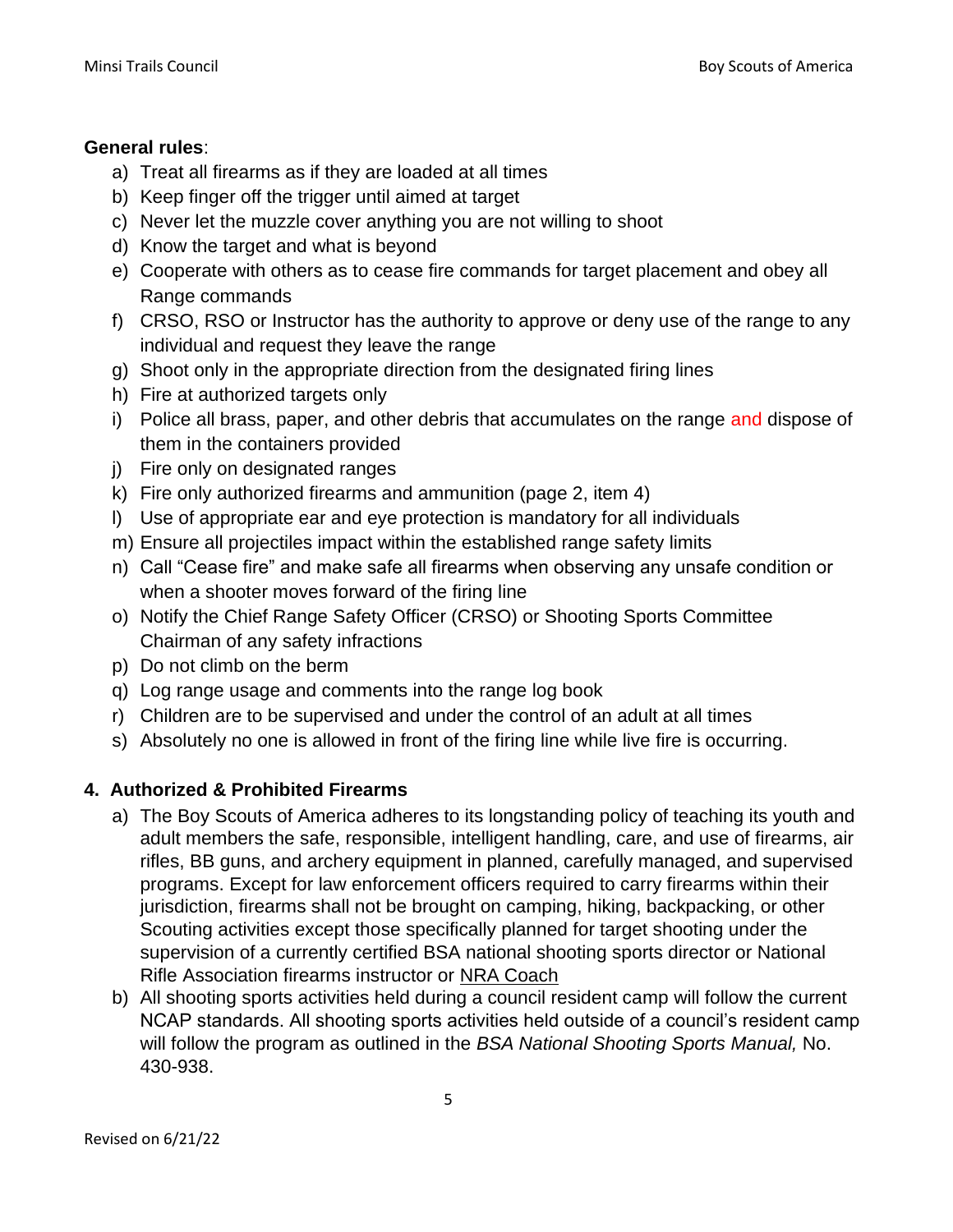**General rules**:

a) Treat all firearms as if they are loaded at all times
b) Keep finger off the trigger until aimed at target
c) Never let the muzzle cover anything you are not willing to shoot
d) Know the target and what is beyond
e) Cooperate with others as to cease fire commands for target placement and obey all Range commands
f) CRSO, RSO or Instructor has the authority to approve or deny use of the range to any individual and request they leave the range
g) Shoot only in the appropriate direction from the designated firing lines
h) Fire at authorized targets only
i) Police all brass, paper, and other debris that accumulates on the range and dispose of them in the containers provided
j) Fire only on designated ranges
k) Fire only authorized firearms and ammunition (page 2, item 4)
l) Use of appropriate ear and eye protection is mandatory for all individuals
m) Ensure all projectiles impact within the established range safety limits
n) Call "Cease fire" and make safe all firearms when observing any unsafe condition or when a shooter moves forward of the firing line
o) Notify the Chief Range Safety Officer (CRSO) or Shooting Sports Committee Chairman of any safety infractions
p) Do not climb on the berm
q) Log range usage and comments into the range log book
r) Children are to be supervised and under the control of an adult at all times
s) Absolutely no one is allowed in front of the firing line while live fire is occurring.

## 4. Authorized & Prohibited Firearms

a) The Boy Scouts of America adheres to its longstanding policy of teaching its youth and adult members the safe, responsible, intelligent handling, care, and use of firearms, air rifles, BB guns, and archery equipment in planned, carefully managed, and supervised programs. Except for law enforcement officers required to carry firearms within their jurisdiction, firearms shall not be brought on camping, hiking, backpacking, or other Scouting activities except those specifically planned for target shooting under the supervision of a currently certified BSA national shooting sports director or National Rifle Association firearms instructor or NRA Coach
b) All shooting sports activities held during a council resident camp will follow the current NCAP standards. All shooting sports activities held outside of a council's resident camp will follow the program as outlined in the *BSA National Shooting Sports Manual,* No. 430-938.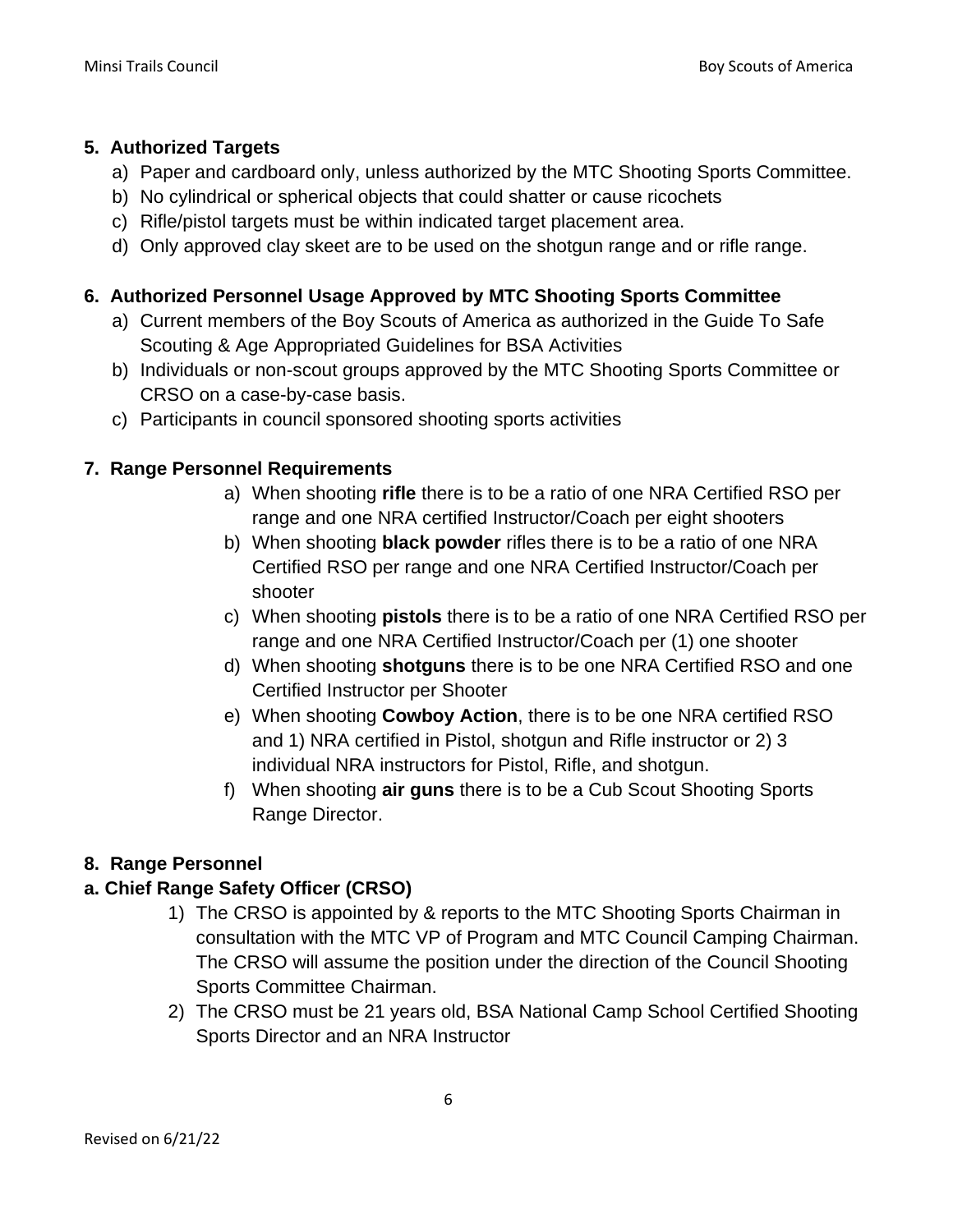**5. Authorized Targets**

a) Paper and cardboard only, unless authorized by the MTC Shooting Sports Committee.
b) No cylindrical or spherical objects that could shatter or cause ricochets
c) Rifle/pistol targets must be within indicated target placement area.
d) Only approved clay skeet are to be used on the shotgun range and or rifle range.

**6. Authorized Personnel Usage Approved by MTC Shooting Sports Committee**

a) Current members of the Boy Scouts of America as authorized in the Guide To Safe Scouting & Age Appropriated Guidelines for BSA Activities
b) Individuals or non-scout groups approved by the MTC Shooting Sports Committee or CRSO on a case-by-case basis.
c) Participants in council sponsored shooting sports activities

**7. Range Personnel Requirements**

a) When shooting **rifle** there is to be a ratio of one NRA Certified RSO per range and one NRA certified Instructor/Coach per eight shooters
b) When shooting **black powder** rifles there is to be a ratio of one NRA Certified RSO per range and one NRA Certified Instructor/Coach per shooter
c) When shooting **pistols** there is to be a ratio of one NRA Certified RSO per range and one NRA Certified Instructor/Coach per (1) one shooter
d) When shooting **shotguns** there is to be one NRA Certified RSO and one Certified Instructor per Shooter
e) When shooting **Cowboy Action**, there is to be one NRA certified RSO and 1) NRA certified in Pistol, shotgun and Rifle instructor or 2) 3 individual NRA instructors for Pistol, Rifle, and shotgun.
f) When shooting **air guns** there is to be a Cub Scout Shooting Sports Range Director.

**8. Range Personnel**

**a. Chief Range Safety Officer (CRSO)**

1) The CRSO is appointed by & reports to the MTC Shooting Sports Chairman in consultation with the MTC VP of Program and MTC Council Camping Chairman. The CRSO will assume the position under the direction of the Council Shooting Sports Committee Chairman.
2) The CRSO must be 21 years old, BSA National Camp School Certified Shooting Sports Director and an NRA Instructor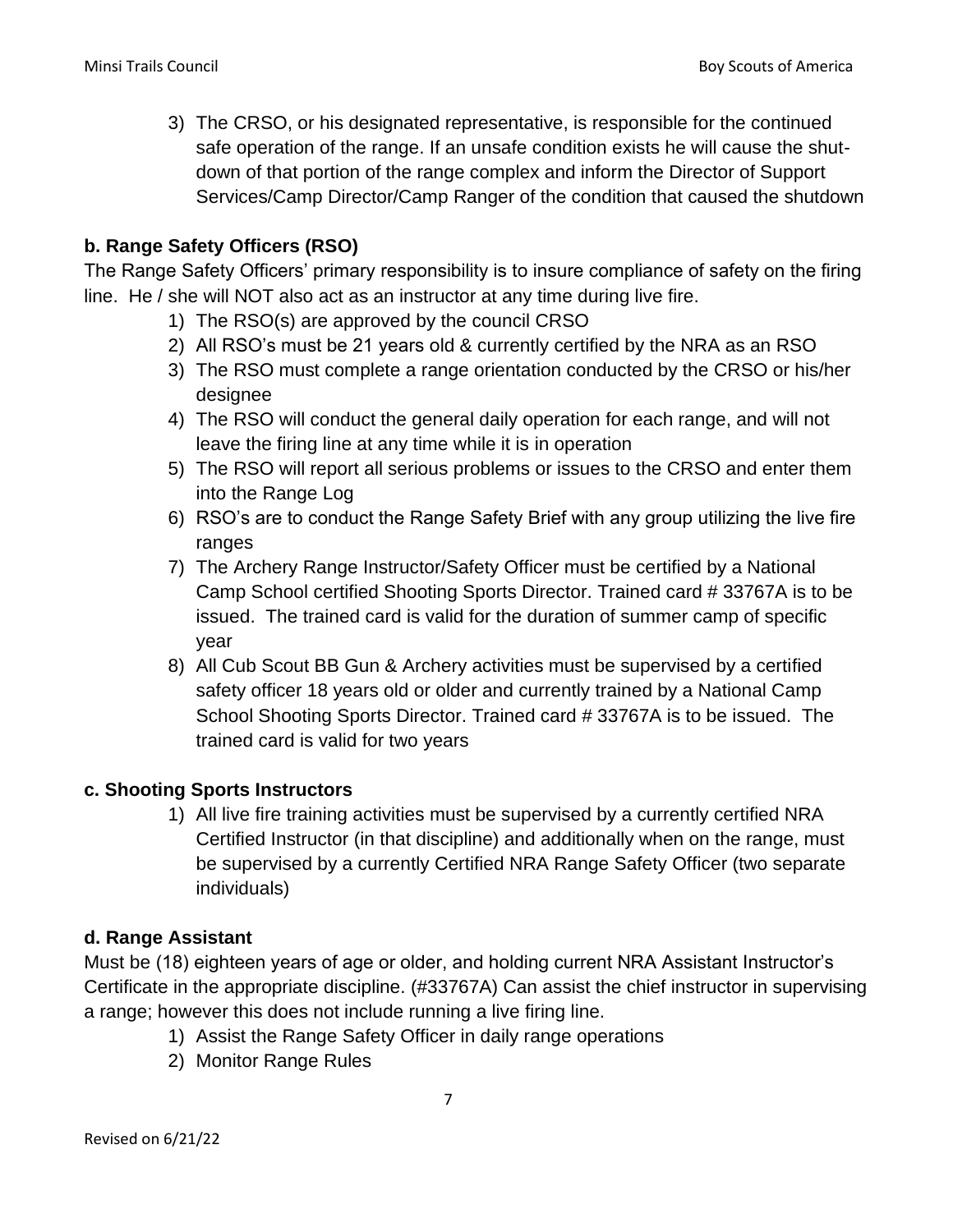3) The CRSO, or his designated representative, is responsible for the continued safe operation of the range. If an unsafe condition exists he will cause the shut-down of that portion of the range complex and inform the Director of Support Services/Camp Director/Camp Ranger of the condition that caused the shutdown

### b. Range Safety Officers (RSO)

The Range Safety Officers' primary responsibility is to insure compliance of safety on the firing line. He / she will NOT also act as an instructor at any time during live fire.

1) The RSO(s) are approved by the council CRSO
2) All RSO's must be 21 years old & currently certified by the NRA as an RSO
3) The RSO must complete a range orientation conducted by the CRSO or his/her designee
4) The RSO will conduct the general daily operation for each range, and will not leave the firing line at any time while it is in operation
5) The RSO will report all serious problems or issues to the CRSO and enter them into the Range Log
6) RSO's are to conduct the Range Safety Brief with any group utilizing the live fire ranges
7) The Archery Range Instructor/Safety Officer must be certified by a National Camp School certified Shooting Sports Director. Trained card # 33767A is to be issued. The trained card is valid for the duration of summer camp of specific year
8) All Cub Scout BB Gun & Archery activities must be supervised by a certified safety officer 18 years old or older and currently trained by a National Camp School Shooting Sports Director. Trained card # 33767A is to be issued. The trained card is valid for two years

### c. Shooting Sports Instructors

1) All live fire training activities must be supervised by a currently certified NRA Certified Instructor (in that discipline) and additionally when on the range, must be supervised by a currently Certified NRA Range Safety Officer (two separate individuals)

### d. Range Assistant

Must be (18) eighteen years of age or older, and holding current NRA Assistant Instructor's Certificate in the appropriate discipline. (#33767A) Can assist the chief instructor in supervising a range; however this does not include running a live firing line.

1) Assist the Range Safety Officer in daily range operations
2) Monitor Range Rules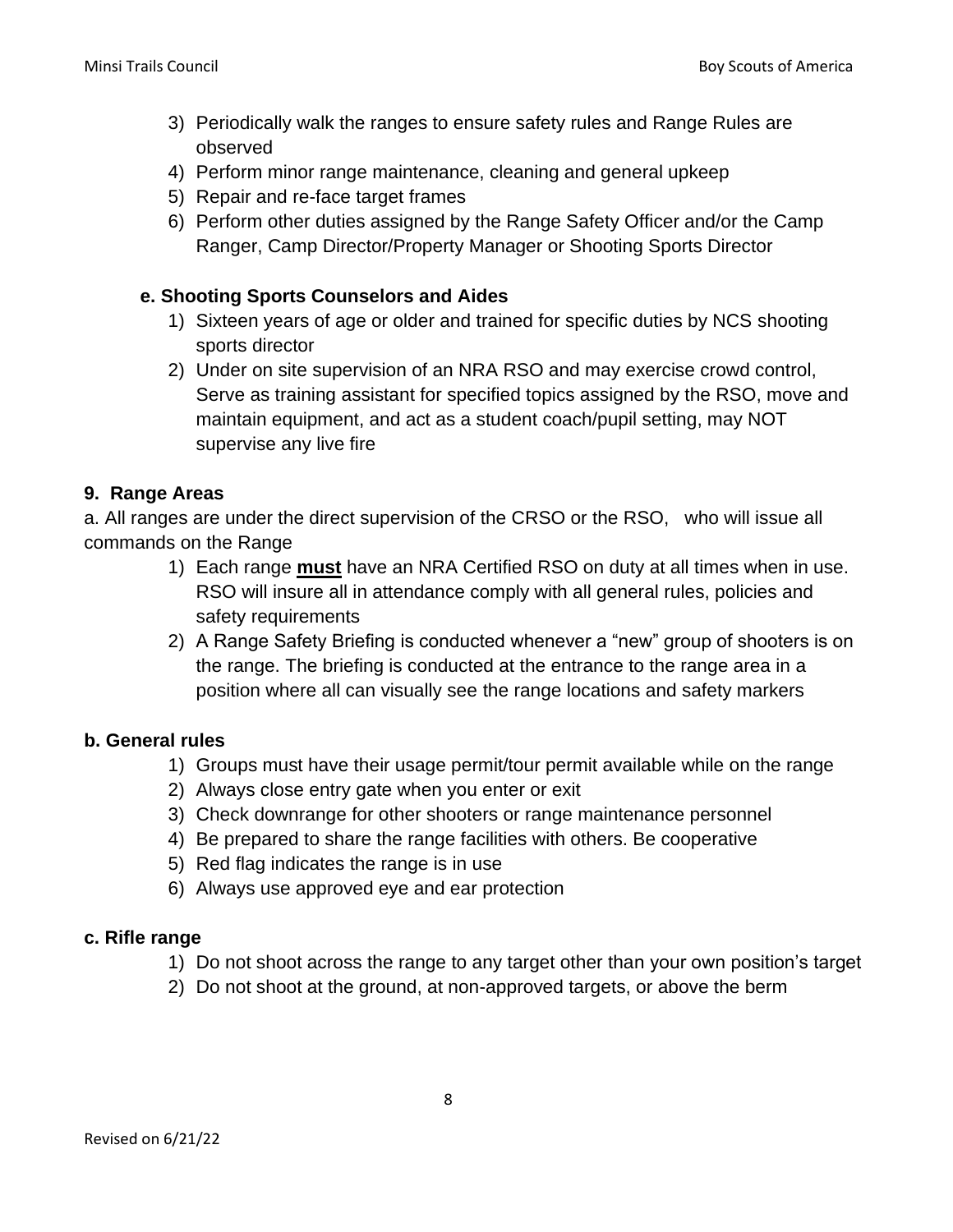3) Periodically walk the ranges to ensure safety rules and Range Rules are observed
4) Perform minor range maintenance, cleaning and general upkeep
5) Repair and re-face target frames
6) Perform other duties assigned by the Range Safety Officer and/or the Camp Ranger, Camp Director/Property Manager or Shooting Sports Director

### e. Shooting Sports Counselors and Aides

1) Sixteen years of age or older and trained for specific duties by NCS shooting sports director
2) Under on site supervision of an NRA RSO and may exercise crowd control, Serve as training assistant for specified topics assigned by the RSO, move and maintain equipment, and act as a student coach/pupil setting, may NOT supervise any live fire

## 9. Range Areas

a. All ranges are under the direct supervision of the CRSO or the RSO, who will issue all commands on the Range

1) Each range **must** have an NRA Certified RSO on duty at all times when in use. RSO will insure all in attendance comply with all general rules, policies and safety requirements
2) A Range Safety Briefing is conducted whenever a "new" group of shooters is on the range. The briefing is conducted at the entrance to the range area in a position where all can visually see the range locations and safety markers

### b. General rules

1) Groups must have their usage permit/tour permit available while on the range
2) Always close entry gate when you enter or exit
3) Check downrange for other shooters or range maintenance personnel
4) Be prepared to share the range facilities with others. Be cooperative
5) Red flag indicates the range is in use
6) Always use approved eye and ear protection

### c. Rifle range

1) Do not shoot across the range to any target other than your own position's target
2) Do not shoot at the ground, at non-approved targets, or above the berm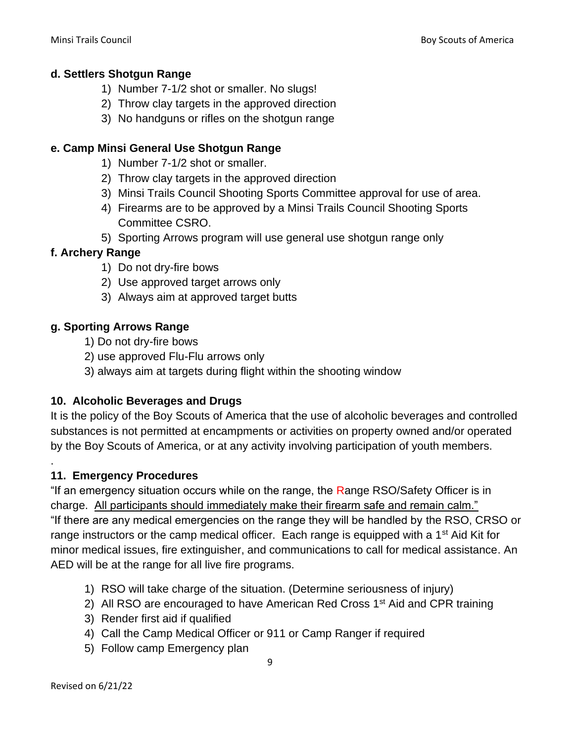**d. Settlers Shotgun Range**

1) Number 7-1/2 shot or smaller. No slugs!
2) Throw clay targets in the approved direction
3) No handguns or rifles on the shotgun range

**e. Camp Minsi General Use Shotgun Range**

1) Number 7-1/2 shot or smaller.
2) Throw clay targets in the approved direction
3) Minsi Trails Council Shooting Sports Committee approval for use of area.
4) Firearms are to be approved by a Minsi Trails Council Shooting Sports Committee CSRO.
5) Sporting Arrows program will use general use shotgun range only

**f. Archery Range**

1) Do not dry-fire bows
2) Use approved target arrows only
3) Always aim at approved target butts

**g. Sporting Arrows Range**

1) Do not dry-fire bows
2) use approved Flu-Flu arrows only
3) always aim at targets during flight within the shooting window

**10. Alcoholic Beverages and Drugs**

It is the policy of the Boy Scouts of America that the use of alcoholic beverages and controlled substances is not permitted at encampments or activities on property owned and/or operated by the Boy Scouts of America, or at any activity involving participation of youth members.

.

**11. Emergency Procedures**

"If an emergency situation occurs while on the range, the Range RSO/Safety Officer is in charge. <u>All participants should immediately make their firearm safe and remain calm."</u>
"If there are any medical emergencies on the range they will be handled by the RSO, CRSO or range instructors or the camp medical officer. Each range is equipped with a 1st Aid Kit for minor medical issues, fire extinguisher, and communications to call for medical assistance. An AED will be at the range for all live fire programs.

1) RSO will take charge of the situation. (Determine seriousness of injury)
2) All RSO are encouraged to have American Red Cross 1st Aid and CPR training
3) Render first aid if qualified
4) Call the Camp Medical Officer or 911 or Camp Ranger if required
5) Follow camp Emergency plan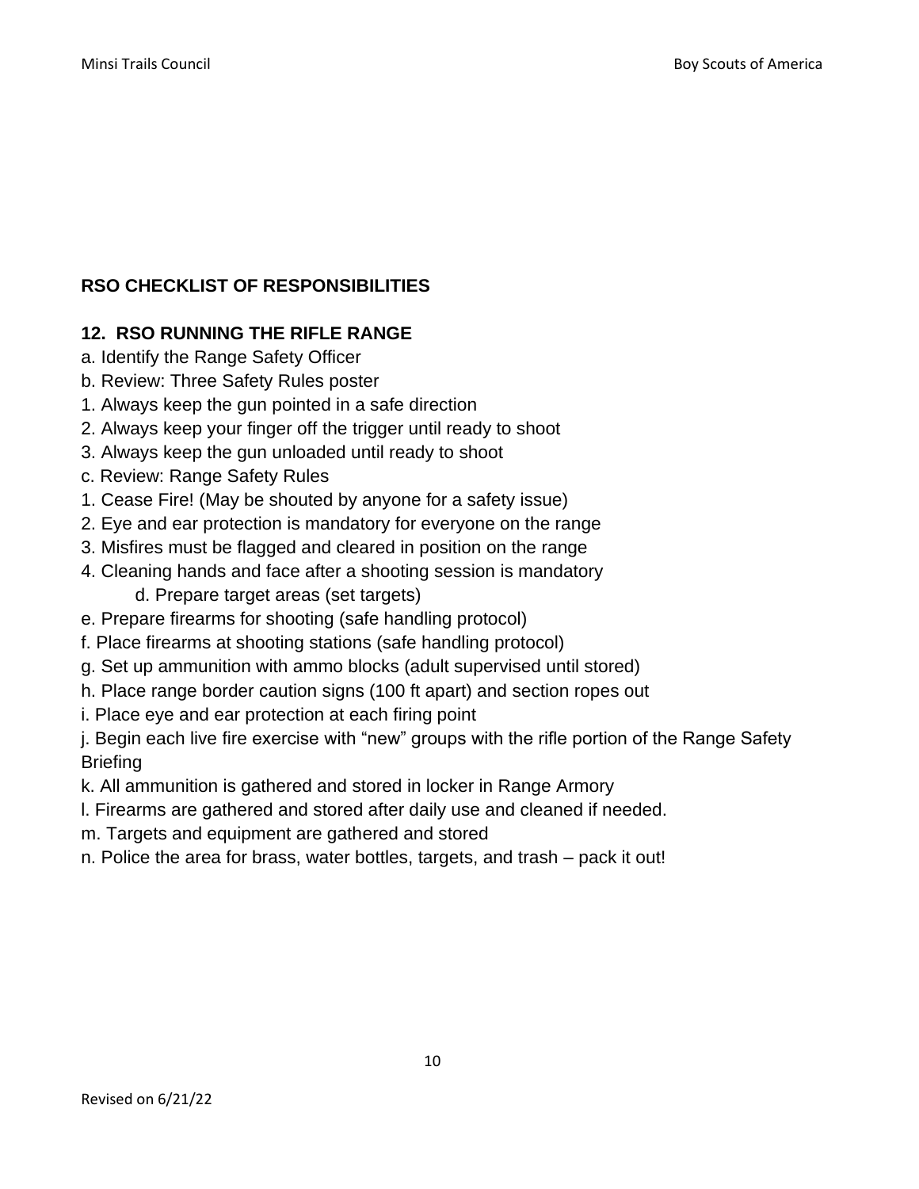## RSO CHECKLIST OF RESPONSIBILITIES

### 12. RSO RUNNING THE RIFLE RANGE

a. Identify the Range Safety Officer

b. Review: Three Safety Rules poster

1. Always keep the gun pointed in a safe direction
2. Always keep your finger off the trigger until ready to shoot
3. Always keep the gun unloaded until ready to shoot

c. Review: Range Safety Rules

1. Cease Fire! (May be shouted by anyone for a safety issue)
2. Eye and ear protection is mandatory for everyone on the range
3. Misfires must be flagged and cleared in position on the range
4. Cleaning hands and face after a shooting session is mandatory

d. Prepare target areas (set targets)

e. Prepare firearms for shooting (safe handling protocol)

f. Place firearms at shooting stations (safe handling protocol)

g. Set up ammunition with ammo blocks (adult supervised until stored)

h. Place range border caution signs (100 ft apart) and section ropes out

i. Place eye and ear protection at each firing point

j. Begin each live fire exercise with "new" groups with the rifle portion of the Range Safety Briefing

k. All ammunition is gathered and stored in locker in Range Armory

l. Firearms are gathered and stored after daily use and cleaned if needed.

m. Targets and equipment are gathered and stored

n. Police the area for brass, water bottles, targets, and trash – pack it out!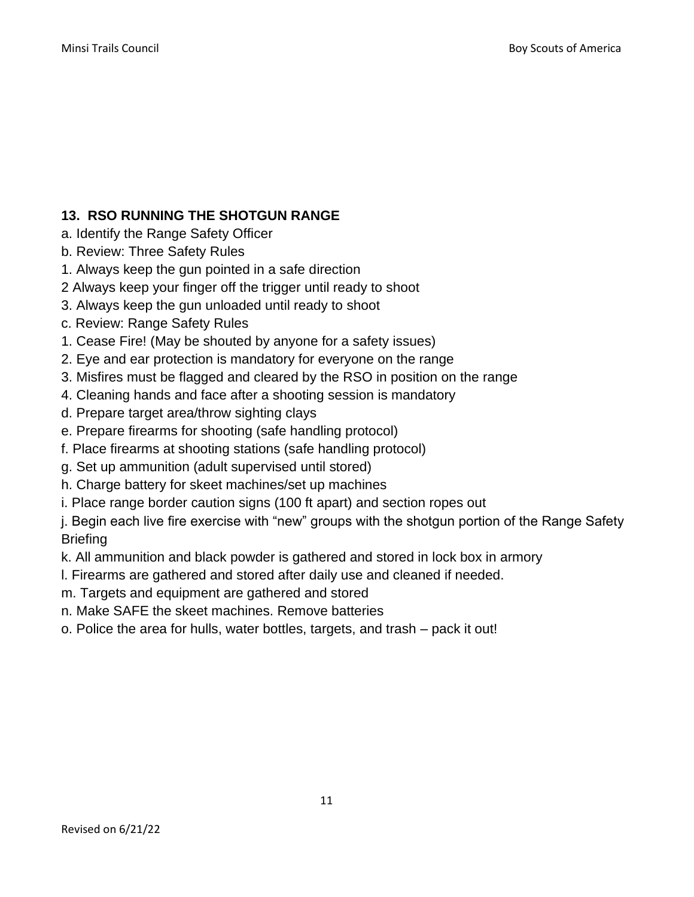## 13. RSO RUNNING THE SHOTGUN RANGE

a. Identify the Range Safety Officer

b. Review: Three Safety Rules

1. Always keep the gun pointed in a safe direction
2 Always keep your finger off the trigger until ready to shoot
3. Always keep the gun unloaded until ready to shoot

c. Review: Range Safety Rules

1. Cease Fire! (May be shouted by anyone for a safety issues)
2. Eye and ear protection is mandatory for everyone on the range
3. Misfires must be flagged and cleared by the RSO in position on the range
4. Cleaning hands and face after a shooting session is mandatory

d. Prepare target area/throw sighting clays

e. Prepare firearms for shooting (safe handling protocol)

f. Place firearms at shooting stations (safe handling protocol)

g. Set up ammunition (adult supervised until stored)

h. Charge battery for skeet machines/set up machines

i. Place range border caution signs (100 ft apart) and section ropes out

j. Begin each live fire exercise with "new" groups with the shotgun portion of the Range Safety Briefing

k. All ammunition and black powder is gathered and stored in lock box in armory

l. Firearms are gathered and stored after daily use and cleaned if needed.

m. Targets and equipment are gathered and stored

n. Make SAFE the skeet machines. Remove batteries

o. Police the area for hulls, water bottles, targets, and trash – pack it out!

Revised on 6/21/22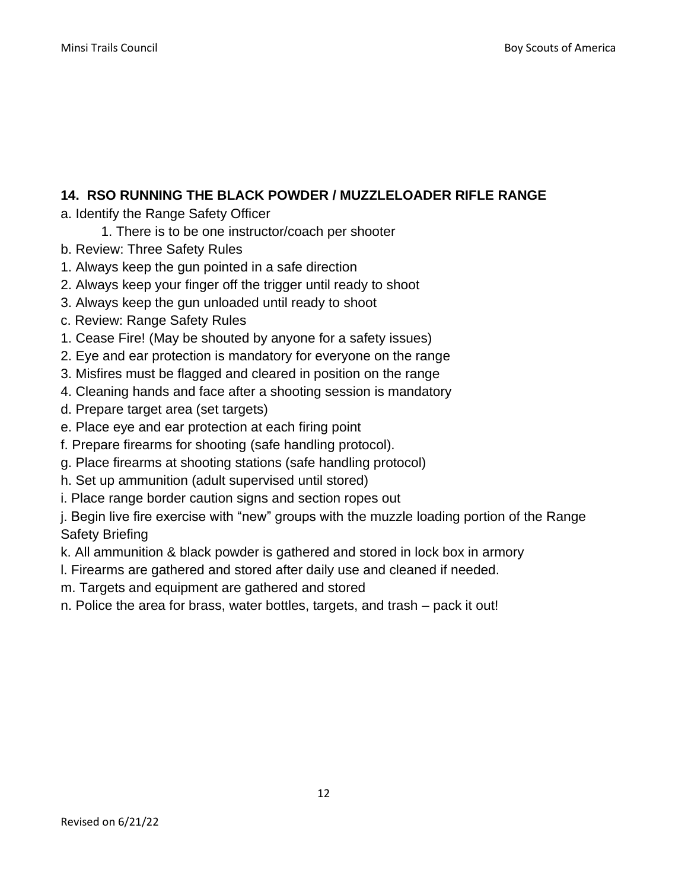### 14. RSO RUNNING THE BLACK POWDER / MUZZLELOADER RIFLE RANGE

a. Identify the Range Safety Officer

    1. There is to be one instructor/coach per shooter

b. Review: Three Safety Rules

1. Always keep the gun pointed in a safe direction
2. Always keep your finger off the trigger until ready to shoot
3. Always keep the gun unloaded until ready to shoot

c. Review: Range Safety Rules

1. Cease Fire! (May be shouted by anyone for a safety issues)
2. Eye and ear protection is mandatory for everyone on the range
3. Misfires must be flagged and cleared in position on the range
4. Cleaning hands and face after a shooting session is mandatory

d. Prepare target area (set targets)

e. Place eye and ear protection at each firing point

f. Prepare firearms for shooting (safe handling protocol).

g. Place firearms at shooting stations (safe handling protocol)

h. Set up ammunition (adult supervised until stored)

i. Place range border caution signs and section ropes out

j. Begin live fire exercise with "new" groups with the muzzle loading portion of the Range Safety Briefing

k. All ammunition & black powder is gathered and stored in lock box in armory

l. Firearms are gathered and stored after daily use and cleaned if needed.

m. Targets and equipment are gathered and stored

n. Police the area for brass, water bottles, targets, and trash – pack it out!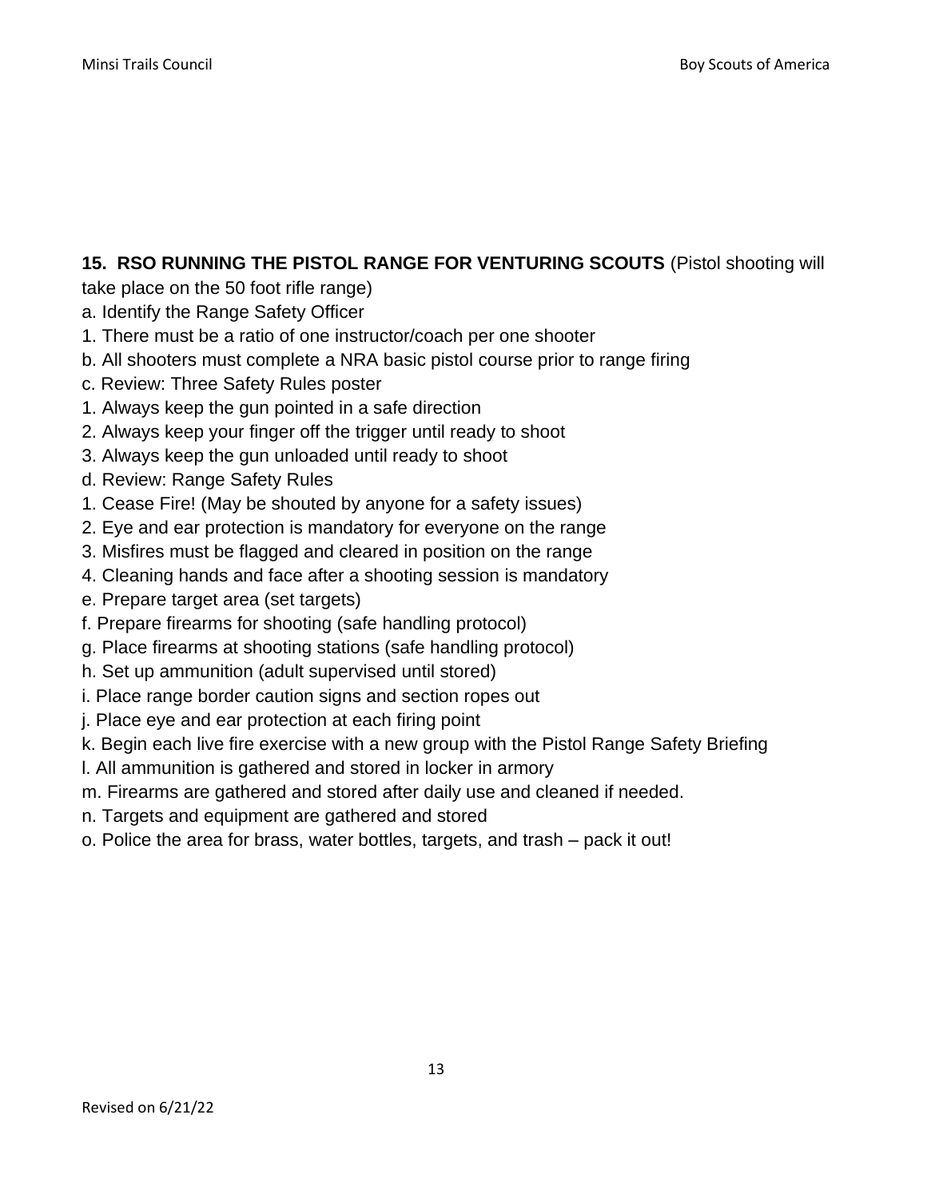**15. RSO RUNNING THE PISTOL RANGE FOR VENTURING SCOUTS** (Pistol shooting will take place on the 50 foot rifle range)

a. Identify the Range Safety Officer
1. There must be a ratio of one instructor/coach per one shooter

b. All shooters must complete a NRA basic pistol course prior to range firing

c. Review: Three Safety Rules poster
1. Always keep the gun pointed in a safe direction
2. Always keep your finger off the trigger until ready to shoot
3. Always keep the gun unloaded until ready to shoot

d. Review: Range Safety Rules
1. Cease Fire! (May be shouted by anyone for a safety issues)
2. Eye and ear protection is mandatory for everyone on the range
3. Misfires must be flagged and cleared in position on the range
4. Cleaning hands and face after a shooting session is mandatory

e. Prepare target area (set targets)

f. Prepare firearms for shooting (safe handling protocol)

g. Place firearms at shooting stations (safe handling protocol)

h. Set up ammunition (adult supervised until stored)

i. Place range border caution signs and section ropes out

j. Place eye and ear protection at each firing point

k. Begin each live fire exercise with a new group with the Pistol Range Safety Briefing

l. All ammunition is gathered and stored in locker in armory

m. Firearms are gathered and stored after daily use and cleaned if needed.

n. Targets and equipment are gathered and stored

o. Police the area for brass, water bottles, targets, and trash – pack it out!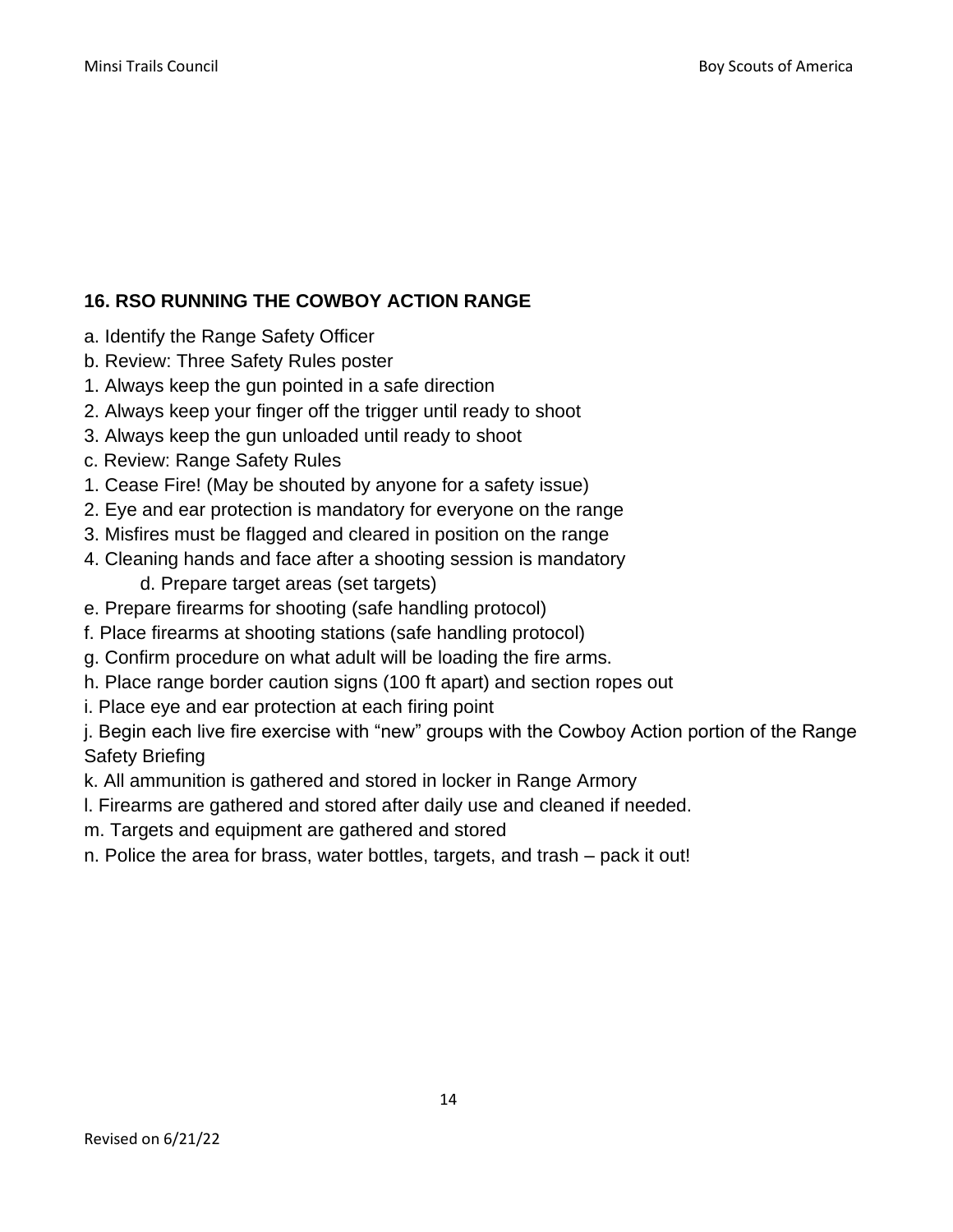### 16. RSO RUNNING THE COWBOY ACTION RANGE

a. Identify the Range Safety Officer

b. Review: Three Safety Rules poster

1. Always keep the gun pointed in a safe direction
2. Always keep your finger off the trigger until ready to shoot
3. Always keep the gun unloaded until ready to shoot

c. Review: Range Safety Rules

1. Cease Fire! (May be shouted by anyone for a safety issue)
2. Eye and ear protection is mandatory for everyone on the range
3. Misfires must be flagged and cleared in position on the range
4. Cleaning hands and face after a shooting session is mandatory

d. Prepare target areas (set targets)

e. Prepare firearms for shooting (safe handling protocol)

f. Place firearms at shooting stations (safe handling protocol)

g. Confirm procedure on what adult will be loading the fire arms.

h. Place range border caution signs (100 ft apart) and section ropes out

i. Place eye and ear protection at each firing point

j. Begin each live fire exercise with "new" groups with the Cowboy Action portion of the Range Safety Briefing

k. All ammunition is gathered and stored in locker in Range Armory

l. Firearms are gathered and stored after daily use and cleaned if needed.

m. Targets and equipment are gathered and stored

n. Police the area for brass, water bottles, targets, and trash – pack it out!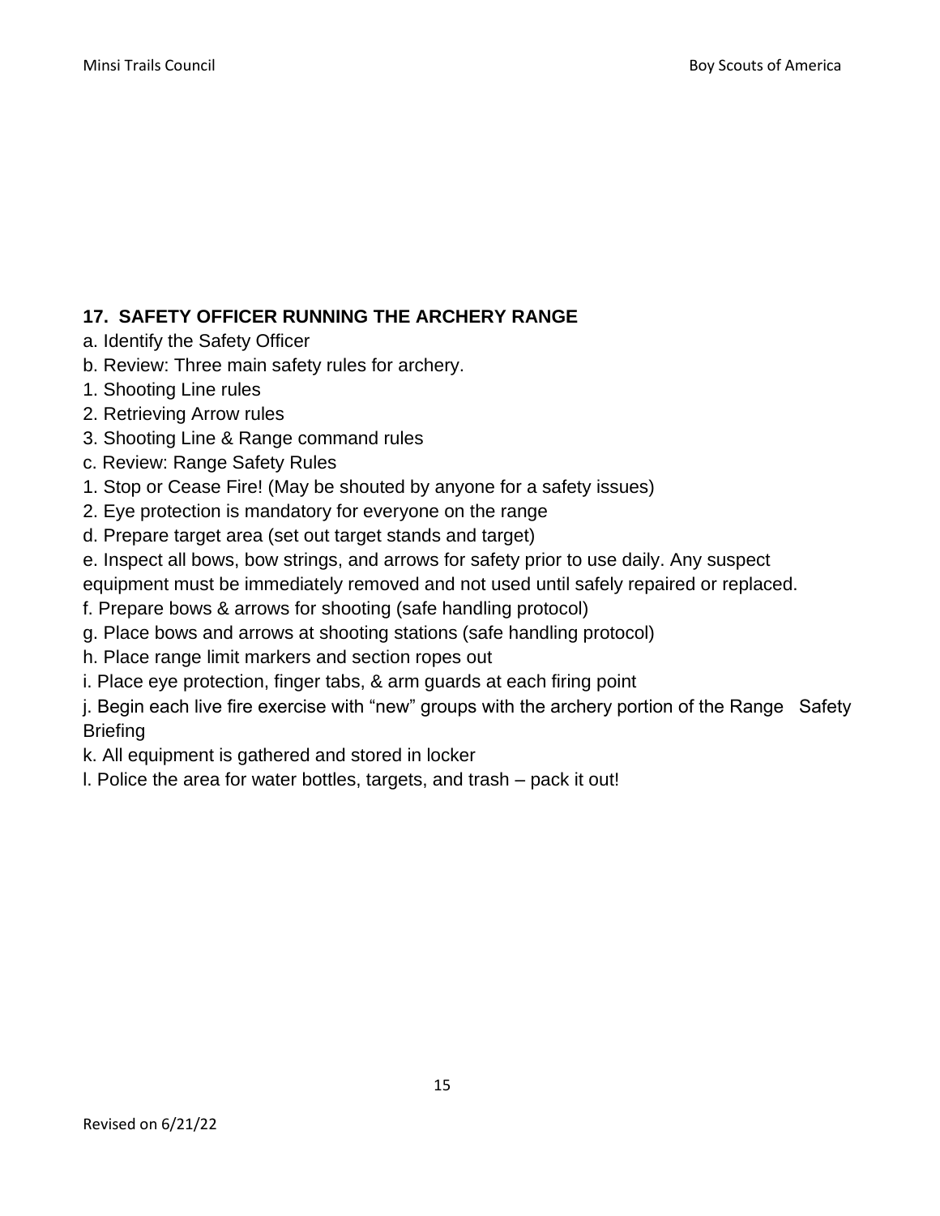### 17. SAFETY OFFICER RUNNING THE ARCHERY RANGE

a. Identify the Safety Officer

b. Review: Three main safety rules for archery.

1. Shooting Line rules
2. Retrieving Arrow rules
3. Shooting Line & Range command rules

c. Review: Range Safety Rules

1. Stop or Cease Fire! (May be shouted by anyone for a safety issues)
2. Eye protection is mandatory for everyone on the range

d. Prepare target area (set out target stands and target)

e. Inspect all bows, bow strings, and arrows for safety prior to use daily. Any suspect equipment must be immediately removed and not used until safely repaired or replaced.

f. Prepare bows & arrows for shooting (safe handling protocol)

g. Place bows and arrows at shooting stations (safe handling protocol)

h. Place range limit markers and section ropes out

i. Place eye protection, finger tabs, & arm guards at each firing point

j. Begin each live fire exercise with "new" groups with the archery portion of the Range Safety Briefing

k. All equipment is gathered and stored in locker

l. Police the area for water bottles, targets, and trash – pack it out!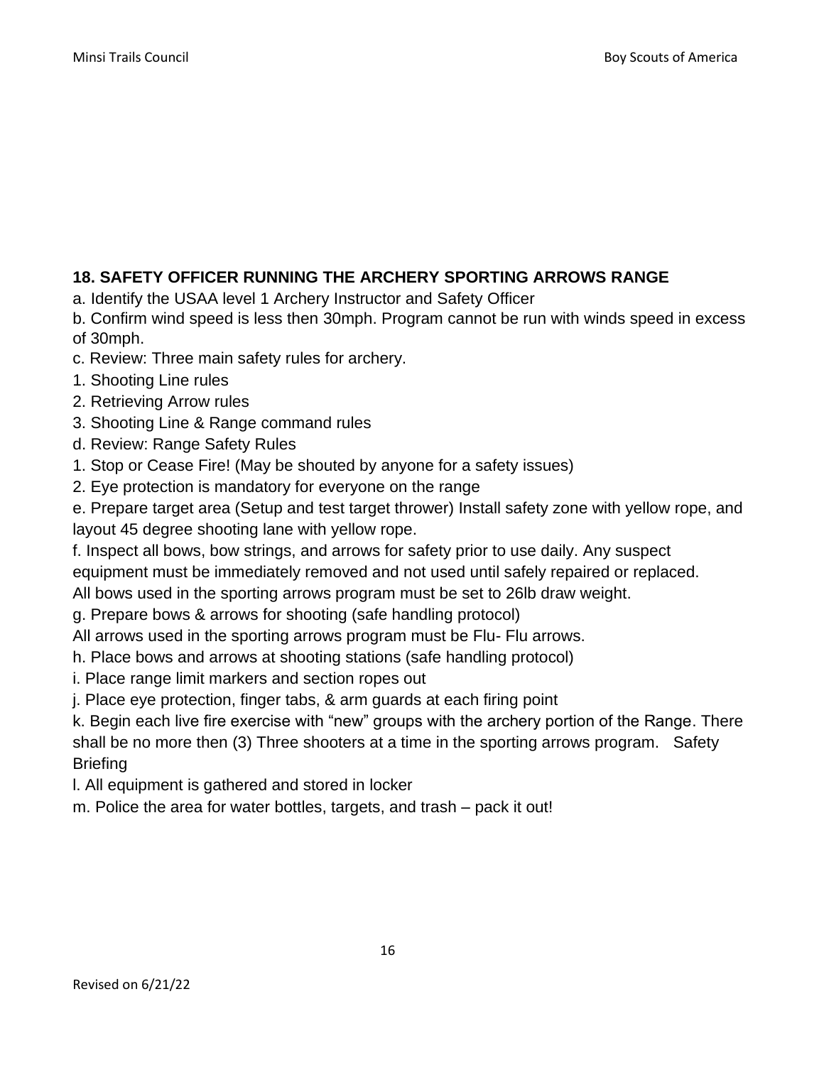**18. SAFETY OFFICER RUNNING THE ARCHERY SPORTING ARROWS RANGE**

a. Identify the USAA level 1 Archery Instructor and Safety Officer

b. Confirm wind speed is less then 30mph. Program cannot be run with winds speed in excess of 30mph.

c. Review: Three main safety rules for archery.

1. Shooting Line rules
2. Retrieving Arrow rules
3. Shooting Line & Range command rules

d. Review: Range Safety Rules

1. Stop or Cease Fire! (May be shouted by anyone for a safety issues)
2. Eye protection is mandatory for everyone on the range

e. Prepare target area (Setup and test target thrower) Install safety zone with yellow rope, and layout 45 degree shooting lane with yellow rope.

f. Inspect all bows, bow strings, and arrows for safety prior to use daily. Any suspect equipment must be immediately removed and not used until safely repaired or replaced. All bows used in the sporting arrows program must be set to 26lb draw weight.

g. Prepare bows & arrows for shooting (safe handling protocol)
All arrows used in the sporting arrows program must be Flu- Flu arrows.

h. Place bows and arrows at shooting stations (safe handling protocol)

i. Place range limit markers and section ropes out

j. Place eye protection, finger tabs, & arm guards at each firing point

k. Begin each live fire exercise with “new” groups with the archery portion of the Range. There shall be no more then (3) Three shooters at a time in the sporting arrows program. Safety Briefing

l. All equipment is gathered and stored in locker

m. Police the area for water bottles, targets, and trash – pack it out!

Revised on 6/21/22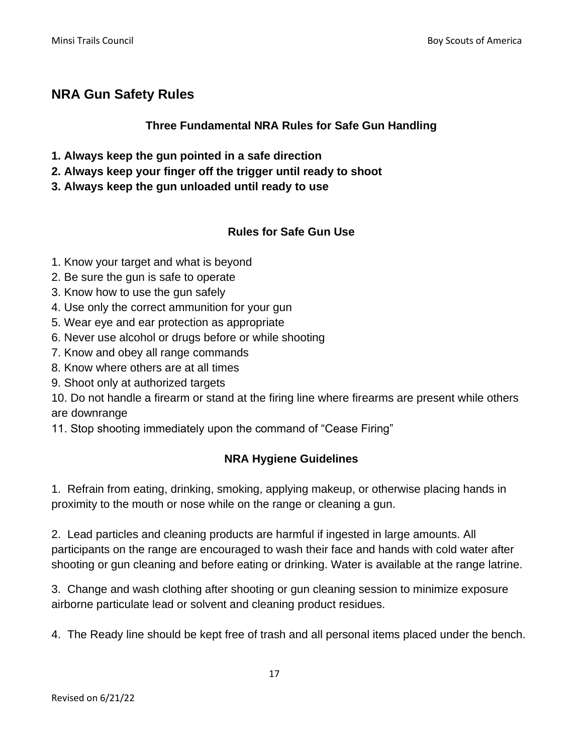## NRA Gun Safety Rules

### Three Fundamental NRA Rules for Safe Gun Handling

**1. Always keep the gun pointed in a safe direction**
**2. Always keep your finger off the trigger until ready to shoot**
**3. Always keep the gun unloaded until ready to use**

### Rules for Safe Gun Use

1. Know your target and what is beyond
2. Be sure the gun is safe to operate
3. Know how to use the gun safely
4. Use only the correct ammunition for your gun
5. Wear eye and ear protection as appropriate
6. Never use alcohol or drugs before or while shooting
7. Know and obey all range commands
8. Know where others are at all times
9. Shoot only at authorized targets
10. Do not handle a firearm or stand at the firing line where firearms are present while others are downrange
11. Stop shooting immediately upon the command of "Cease Firing"

### NRA Hygiene Guidelines

1. Refrain from eating, drinking, smoking, applying makeup, or otherwise placing hands in proximity to the mouth or nose while on the range or cleaning a gun.

2. Lead particles and cleaning products are harmful if ingested in large amounts. All participants on the range are encouraged to wash their face and hands with cold water after shooting or gun cleaning and before eating or drinking. Water is available at the range latrine.

3. Change and wash clothing after shooting or gun cleaning session to minimize exposure airborne particulate lead or solvent and cleaning product residues.

4. The Ready line should be kept free of trash and all personal items placed under the bench.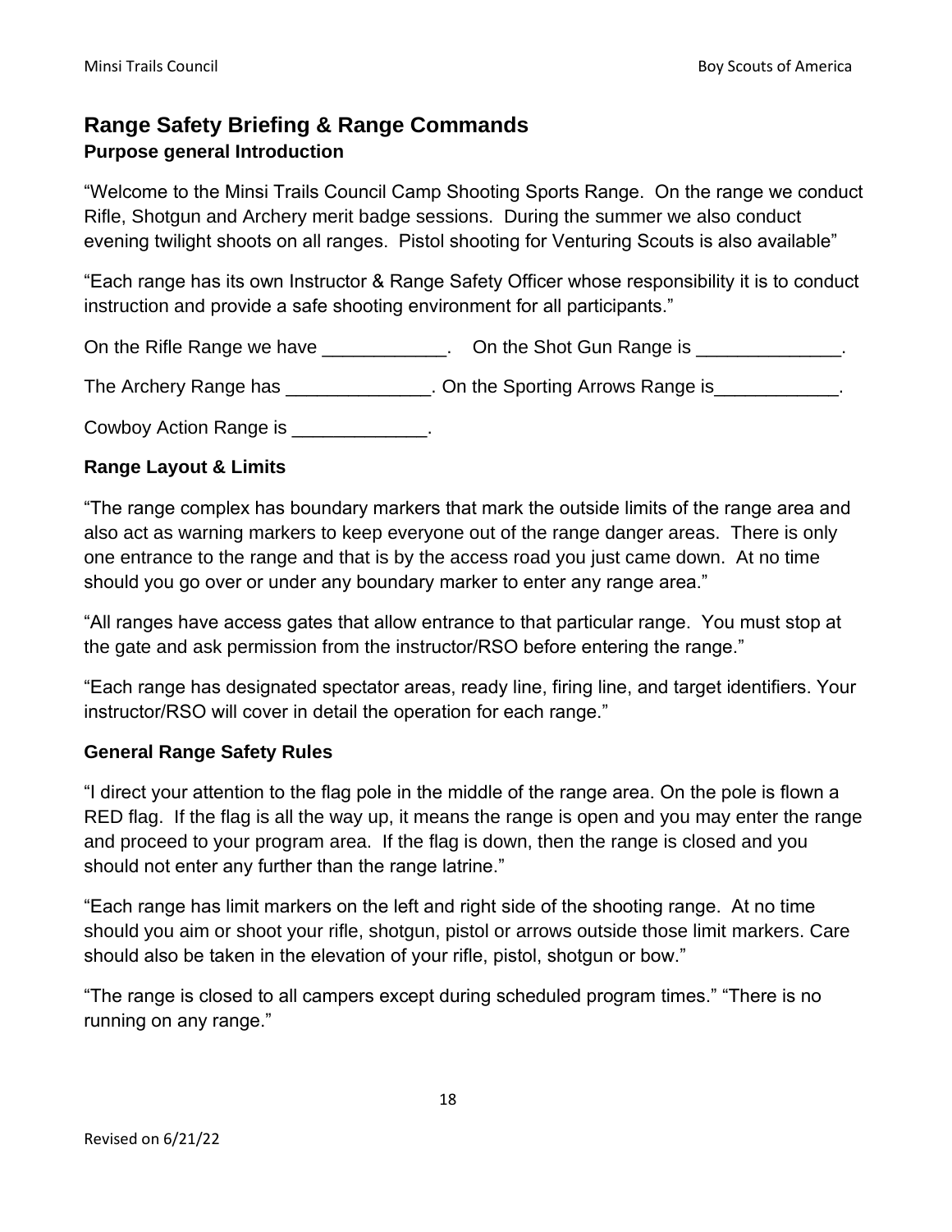## Range Safety Briefing & Range Commands

### Purpose general Introduction

"Welcome to the Minsi Trails Council Camp Shooting Sports Range. On the range we conduct Rifle, Shotgun and Archery merit badge sessions. During the summer we also conduct evening twilight shoots on all ranges. Pistol shooting for Venturing Scouts is also available"

"Each range has its own Instructor & Range Safety Officer whose responsibility it is to conduct instruction and provide a safe shooting environment for all participants."

On the Rifle Range we have ____________. On the Shot Gun Range is ______________.

The Archery Range has ______________. On the Sporting Arrows Range is____________.

Cowboy Action Range is _____________.

### Range Layout & Limits

"The range complex has boundary markers that mark the outside limits of the range area and also act as warning markers to keep everyone out of the range danger areas. There is only one entrance to the range and that is by the access road you just came down. At no time should you go over or under any boundary marker to enter any range area."

"All ranges have access gates that allow entrance to that particular range. You must stop at the gate and ask permission from the instructor/RSO before entering the range."

"Each range has designated spectator areas, ready line, firing line, and target identifiers. Your instructor/RSO will cover in detail the operation for each range."

### General Range Safety Rules

"I direct your attention to the flag pole in the middle of the range area. On the pole is flown a RED flag. If the flag is all the way up, it means the range is open and you may enter the range and proceed to your program area. If the flag is down, then the range is closed and you should not enter any further than the range latrine."

"Each range has limit markers on the left and right side of the shooting range. At no time should you aim or shoot your rifle, shotgun, pistol or arrows outside those limit markers. Care should also be taken in the elevation of your rifle, pistol, shotgun or bow."

"The range is closed to all campers except during scheduled program times." "There is no running on any range."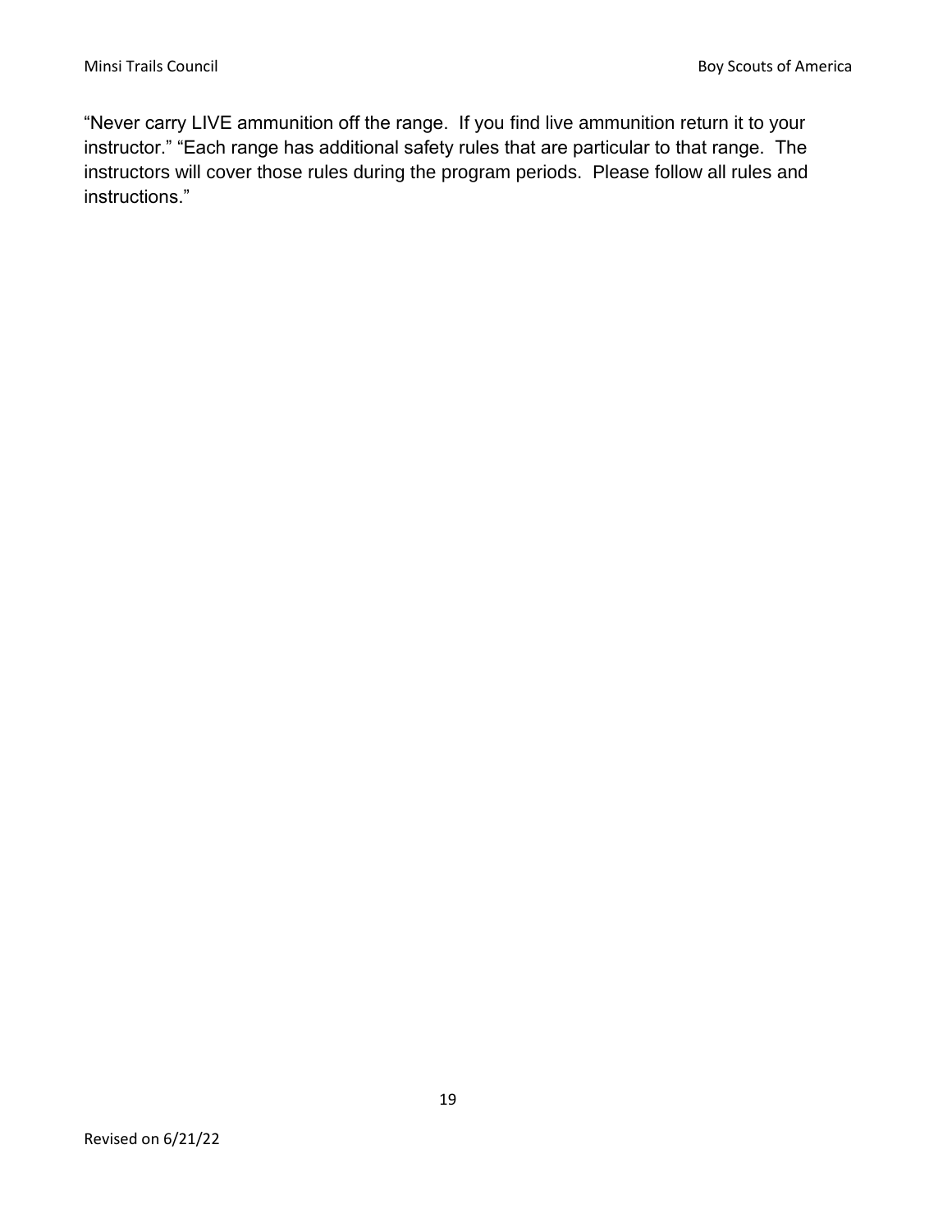"Never carry LIVE ammunition off the range.  If you find live ammunition return it to your instructor." "Each range has additional safety rules that are particular to that range.  The instructors will cover those rules during the program periods.  Please follow all rules and instructions."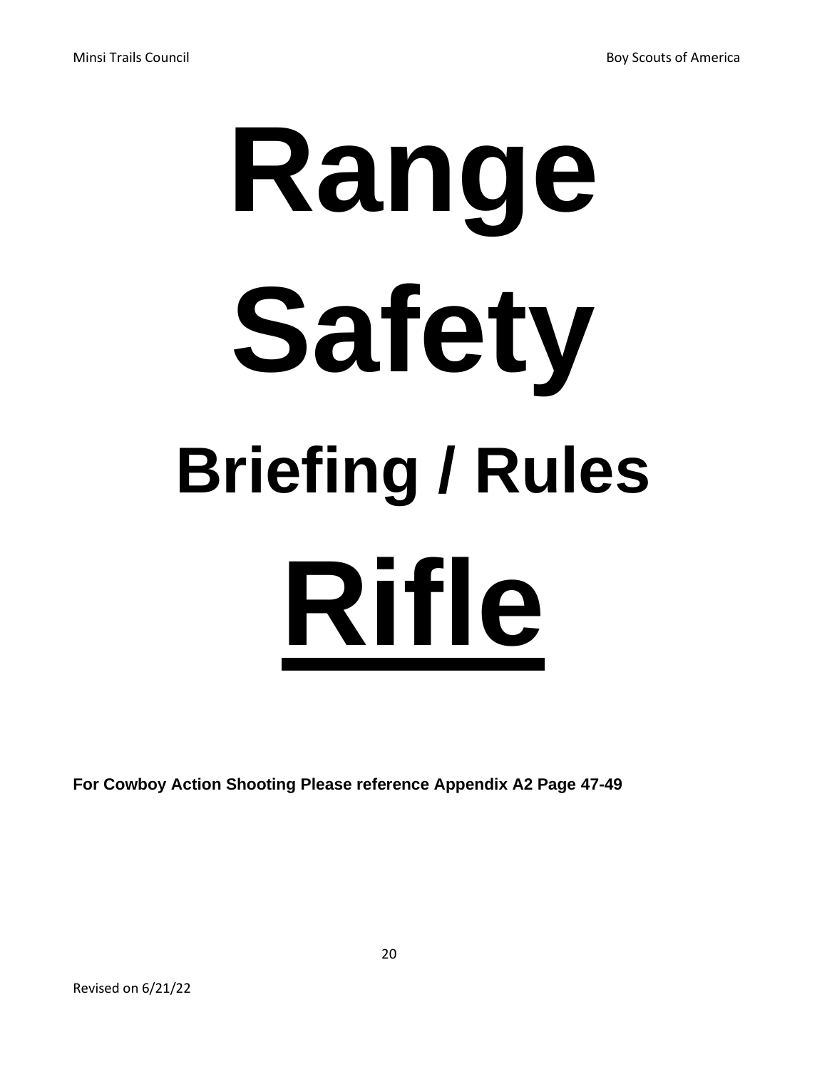# Range

# Safety

## Briefing / Rules

# Rifle

**For Cowboy Action Shooting Please reference Appendix A2 Page 47-49**

Revised on 6/21/22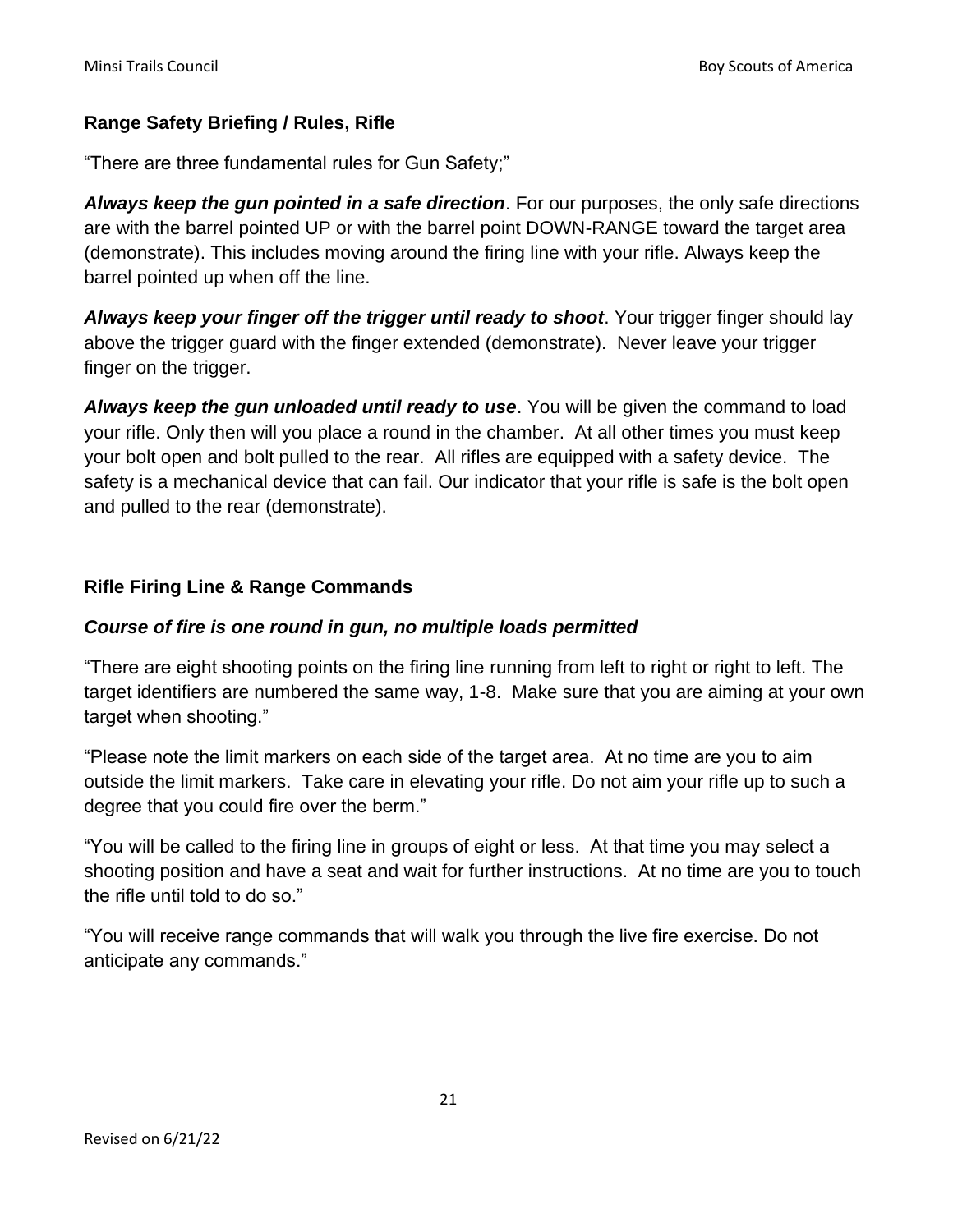## Range Safety Briefing / Rules, Rifle

"There are three fundamental rules for Gun Safety;"

***Always keep the gun pointed in a safe direction***. For our purposes, the only safe directions are with the barrel pointed UP or with the barrel point DOWN-RANGE toward the target area (demonstrate). This includes moving around the firing line with your rifle. Always keep the barrel pointed up when off the line.

***Always keep your finger off the trigger until ready to shoot***. Your trigger finger should lay above the trigger guard with the finger extended (demonstrate). Never leave your trigger finger on the trigger.

***Always keep the gun unloaded until ready to use***. You will be given the command to load your rifle. Only then will you place a round in the chamber. At all other times you must keep your bolt open and bolt pulled to the rear. All rifles are equipped with a safety device. The safety is a mechanical device that can fail. Our indicator that your rifle is safe is the bolt open and pulled to the rear (demonstrate).

## Rifle Firing Line & Range Commands

***Course of fire is one round in gun, no multiple loads permitted***

"There are eight shooting points on the firing line running from left to right or right to left. The target identifiers are numbered the same way, 1-8. Make sure that you are aiming at your own target when shooting."

"Please note the limit markers on each side of the target area. At no time are you to aim outside the limit markers. Take care in elevating your rifle. Do not aim your rifle up to such a degree that you could fire over the berm."

"You will be called to the firing line in groups of eight or less. At that time you may select a shooting position and have a seat and wait for further instructions. At no time are you to touch the rifle until told to do so."

"You will receive range commands that will walk you through the live fire exercise. Do not anticipate any commands."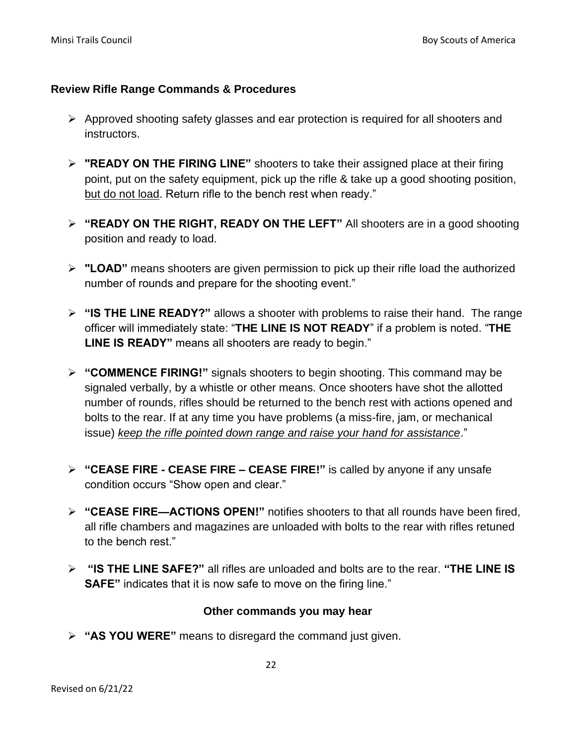## Review Rifle Range Commands & Procedures

- Approved shooting safety glasses and ear protection is required for all shooters and instructors.
- **"READY ON THE FIRING LINE"** shooters to take their assigned place at their firing point, put on the safety equipment, pick up the rifle & take up a good shooting position, <u>but do not load</u>. Return rifle to the bench rest when ready."
- **"READY ON THE RIGHT, READY ON THE LEFT"** All shooters are in a good shooting position and ready to load.
- **"LOAD"** means shooters are given permission to pick up their rifle load the authorized number of rounds and prepare for the shooting event."
- **"IS THE LINE READY?"** allows a shooter with problems to raise their hand. The range officer will immediately state: "**THE LINE IS NOT READY**" if a problem is noted. "**THE LINE IS READY"** means all shooters are ready to begin."
- **"COMMENCE FIRING!"** signals shooters to begin shooting. This command may be signaled verbally, by a whistle or other means. Once shooters have shot the allotted number of rounds, rifles should be returned to the bench rest with actions opened and bolts to the rear. If at any time you have problems (a miss-fire, jam, or mechanical issue) *<u>keep the rifle pointed down range and raise your hand for assistance</u>*."
- **"CEASE FIRE - CEASE FIRE – CEASE FIRE!"** is called by anyone if any unsafe condition occurs "Show open and clear."
- **"CEASE FIRE—ACTIONS OPEN!"** notifies shooters to that all rounds have been fired, all rifle chambers and magazines are unloaded with bolts to the rear with rifles retuned to the bench rest."
- **"IS THE LINE SAFE?"** all rifles are unloaded and bolts are to the rear. **"THE LINE IS SAFE"** indicates that it is now safe to move on the firing line."

### Other commands you may hear

- **"AS YOU WERE"** means to disregard the command just given.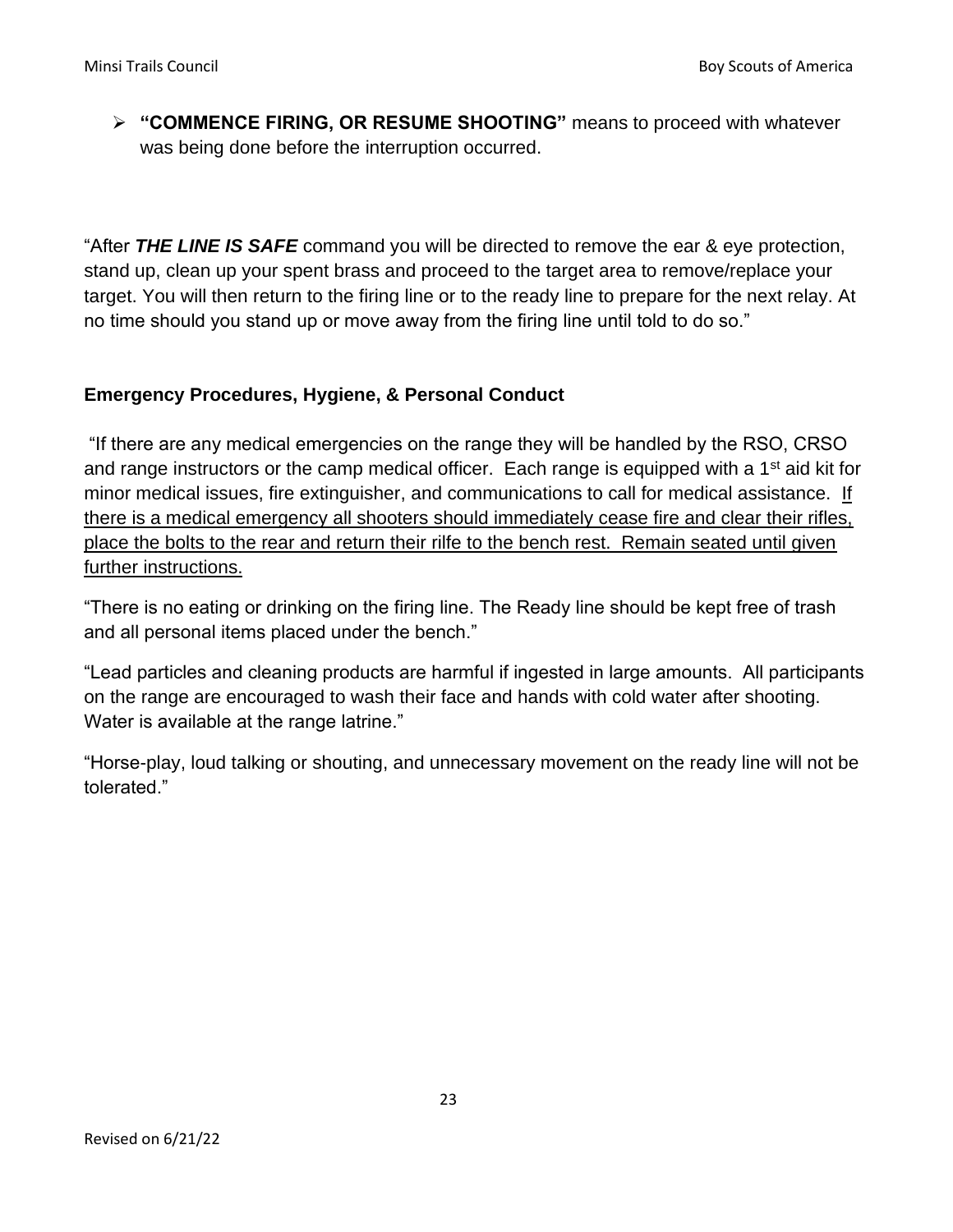- **"COMMENCE FIRING, OR RESUME SHOOTING"** means to proceed with whatever was being done before the interruption occurred.

"After ***THE LINE IS SAFE*** command you will be directed to remove the ear & eye protection, stand up, clean up your spent brass and proceed to the target area to remove/replace your target. You will then return to the firing line or to the ready line to prepare for the next relay. At no time should you stand up or move away from the firing line until told to do so."

### Emergency Procedures, Hygiene, & Personal Conduct

"If there are any medical emergencies on the range they will be handled by the RSO, CRSO and range instructors or the camp medical officer. Each range is equipped with a 1st aid kit for minor medical issues, fire extinguisher, and communications to call for medical assistance. <u>If there is a medical emergency all shooters should immediately cease fire and clear their rifles, place the bolts to the rear and return their rilfe to the bench rest. Remain seated until given further instructions.</u>

"There is no eating or drinking on the firing line. The Ready line should be kept free of trash and all personal items placed under the bench."

"Lead particles and cleaning products are harmful if ingested in large amounts. All participants on the range are encouraged to wash their face and hands with cold water after shooting. Water is available at the range latrine."

"Horse-play, loud talking or shouting, and unnecessary movement on the ready line will not be tolerated."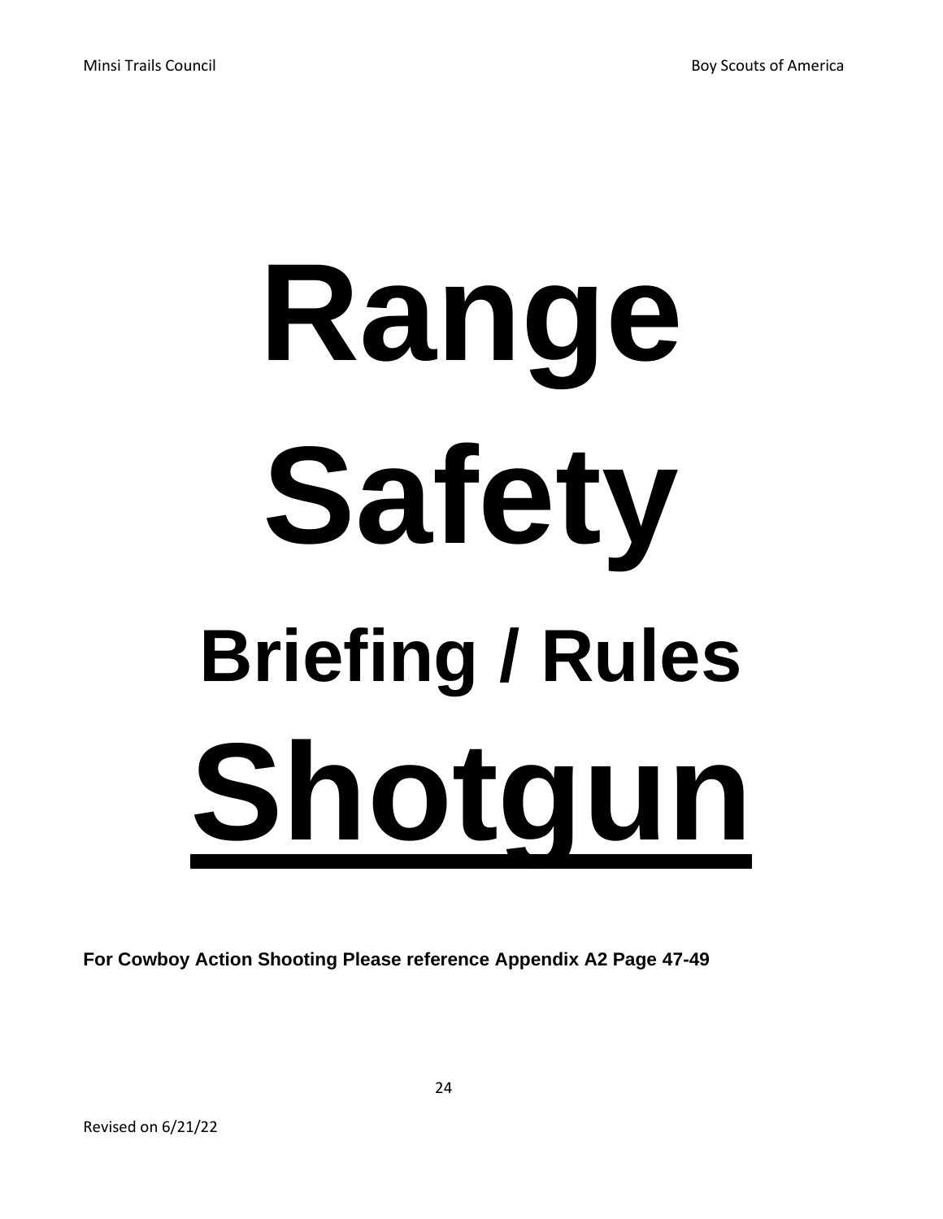# Range Safety

## Briefing / Rules

# Shotgun

**For Cowboy Action Shooting Please reference Appendix A2 Page 47-49**

Revised on 6/21/22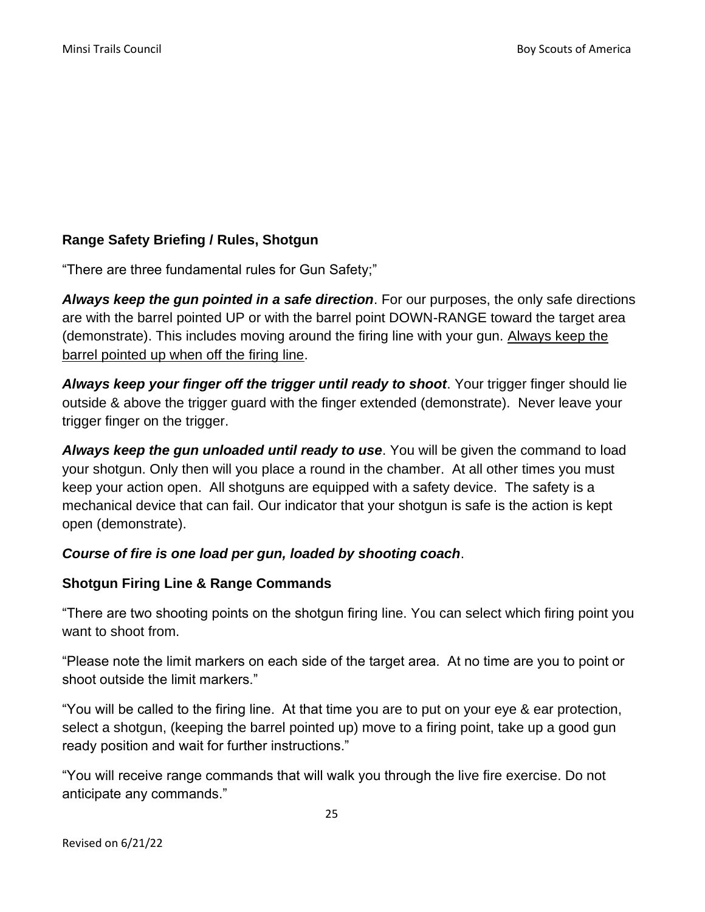## Range Safety Briefing / Rules, Shotgun

"There are three fundamental rules for Gun Safety;"

***Always keep the gun pointed in a safe direction***. For our purposes, the only safe directions are with the barrel pointed UP or with the barrel point DOWN-RANGE toward the target area (demonstrate). This includes moving around the firing line with your gun. <u>Always keep the barrel pointed up when off the firing line</u>.

***Always keep your finger off the trigger until ready to shoot***. Your trigger finger should lie outside & above the trigger guard with the finger extended (demonstrate). Never leave your trigger finger on the trigger.

***Always keep the gun unloaded until ready to use***. You will be given the command to load your shotgun. Only then will you place a round in the chamber. At all other times you must keep your action open. All shotguns are equipped with a safety device. The safety is a mechanical device that can fail. Our indicator that your shotgun is safe is the action is kept open (demonstrate).

***Course of fire is one load per gun, loaded by shooting coach***.

## Shotgun Firing Line & Range Commands

"There are two shooting points on the shotgun firing line. You can select which firing point you want to shoot from.

"Please note the limit markers on each side of the target area. At no time are you to point or shoot outside the limit markers."

"You will be called to the firing line. At that time you are to put on your eye & ear protection, select a shotgun, (keeping the barrel pointed up) move to a firing point, take up a good gun ready position and wait for further instructions."

"You will receive range commands that will walk you through the live fire exercise. Do not anticipate any commands."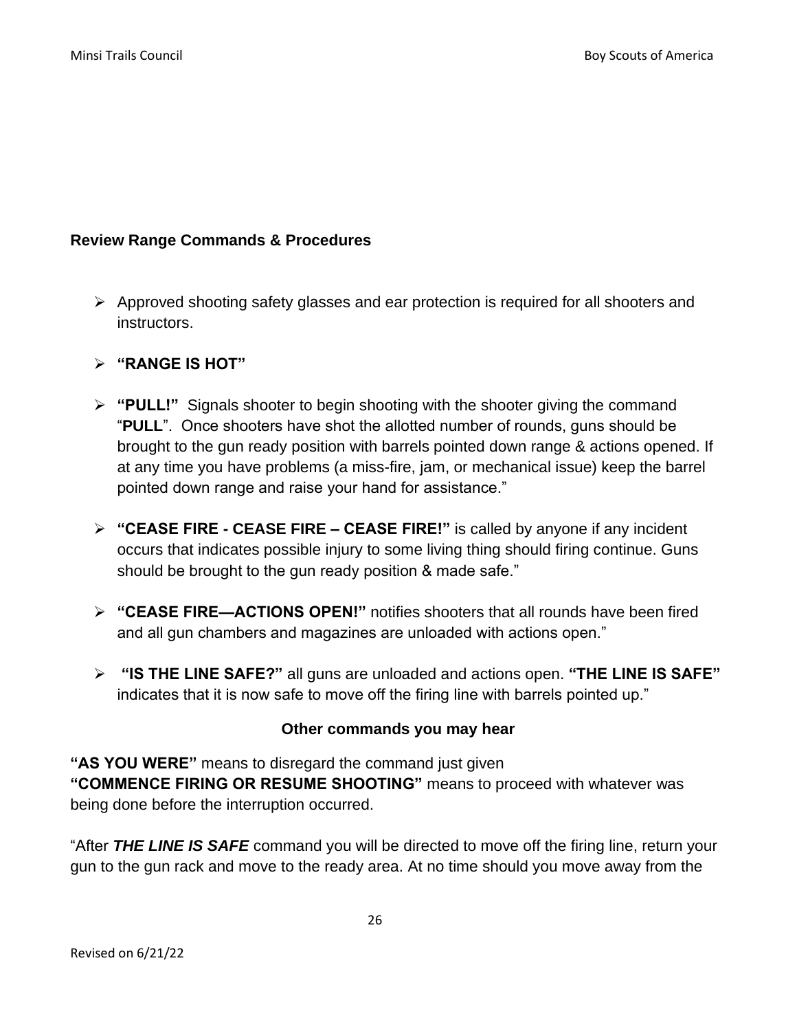## Review Range Commands & Procedures

- Approved shooting safety glasses and ear protection is required for all shooters and instructors.
- **"RANGE IS HOT"**
- **"PULL!"** Signals shooter to begin shooting with the shooter giving the command "**PULL**". Once shooters have shot the allotted number of rounds, guns should be brought to the gun ready position with barrels pointed down range & actions opened. If at any time you have problems (a miss-fire, jam, or mechanical issue) keep the barrel pointed down range and raise your hand for assistance."
- **"CEASE FIRE - CEASE FIRE – CEASE FIRE!"** is called by anyone if any incident occurs that indicates possible injury to some living thing should firing continue. Guns should be brought to the gun ready position & made safe."
- **"CEASE FIRE—ACTIONS OPEN!"** notifies shooters that all rounds have been fired and all gun chambers and magazines are unloaded with actions open."
- **"IS THE LINE SAFE?"** all guns are unloaded and actions open. **"THE LINE IS SAFE"** indicates that it is now safe to move off the firing line with barrels pointed up."

**Other commands you may hear**

**"AS YOU WERE"** means to disregard the command just given
**"COMMENCE FIRING OR RESUME SHOOTING"** means to proceed with whatever was being done before the interruption occurred.

"After ***THE LINE IS SAFE*** command you will be directed to move off the firing line, return your gun to the gun rack and move to the ready area. At no time should you move away from the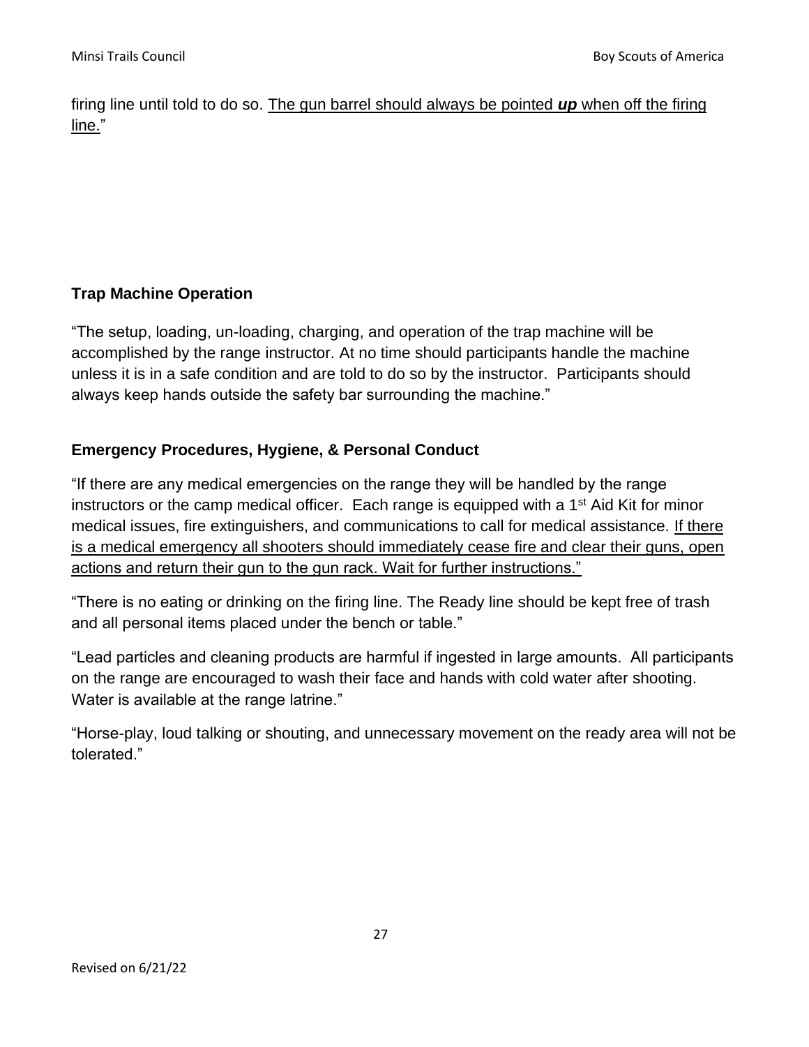firing line until told to do so. <u>The gun barrel should always be pointed ***up*** when off the firing line.</u>"

### Trap Machine Operation

"The setup, loading, un-loading, charging, and operation of the trap machine will be accomplished by the range instructor. At no time should participants handle the machine unless it is in a safe condition and are told to do so by the instructor. Participants should always keep hands outside the safety bar surrounding the machine."

### Emergency Procedures, Hygiene, & Personal Conduct

"If there are any medical emergencies on the range they will be handled by the range instructors or the camp medical officer. Each range is equipped with a 1st Aid Kit for minor medical issues, fire extinguishers, and communications to call for medical assistance. <u>If there is a medical emergency all shooters should immediately cease fire and clear their guns, open actions and return their gun to the gun rack. Wait for further instructions."</u>

"There is no eating or drinking on the firing line. The Ready line should be kept free of trash and all personal items placed under the bench or table."

"Lead particles and cleaning products are harmful if ingested in large amounts. All participants on the range are encouraged to wash their face and hands with cold water after shooting. Water is available at the range latrine."

"Horse-play, loud talking or shouting, and unnecessary movement on the ready area will not be tolerated."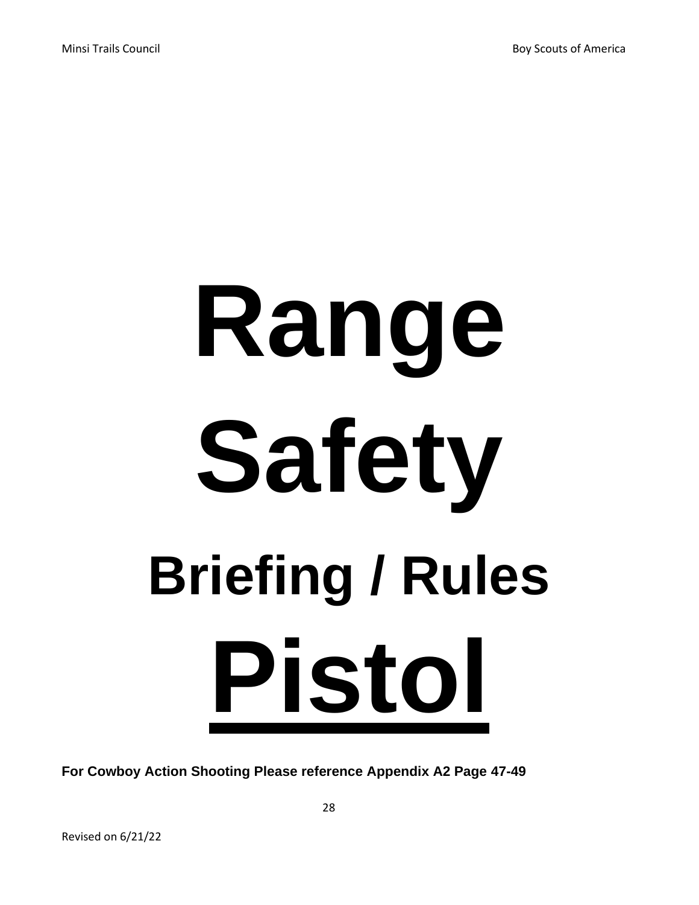# Range Safety

## Briefing / Rules

# <u>Pistol</u>

**For Cowboy Action Shooting Please reference Appendix A2 Page 47-49**

Revised on 6/21/22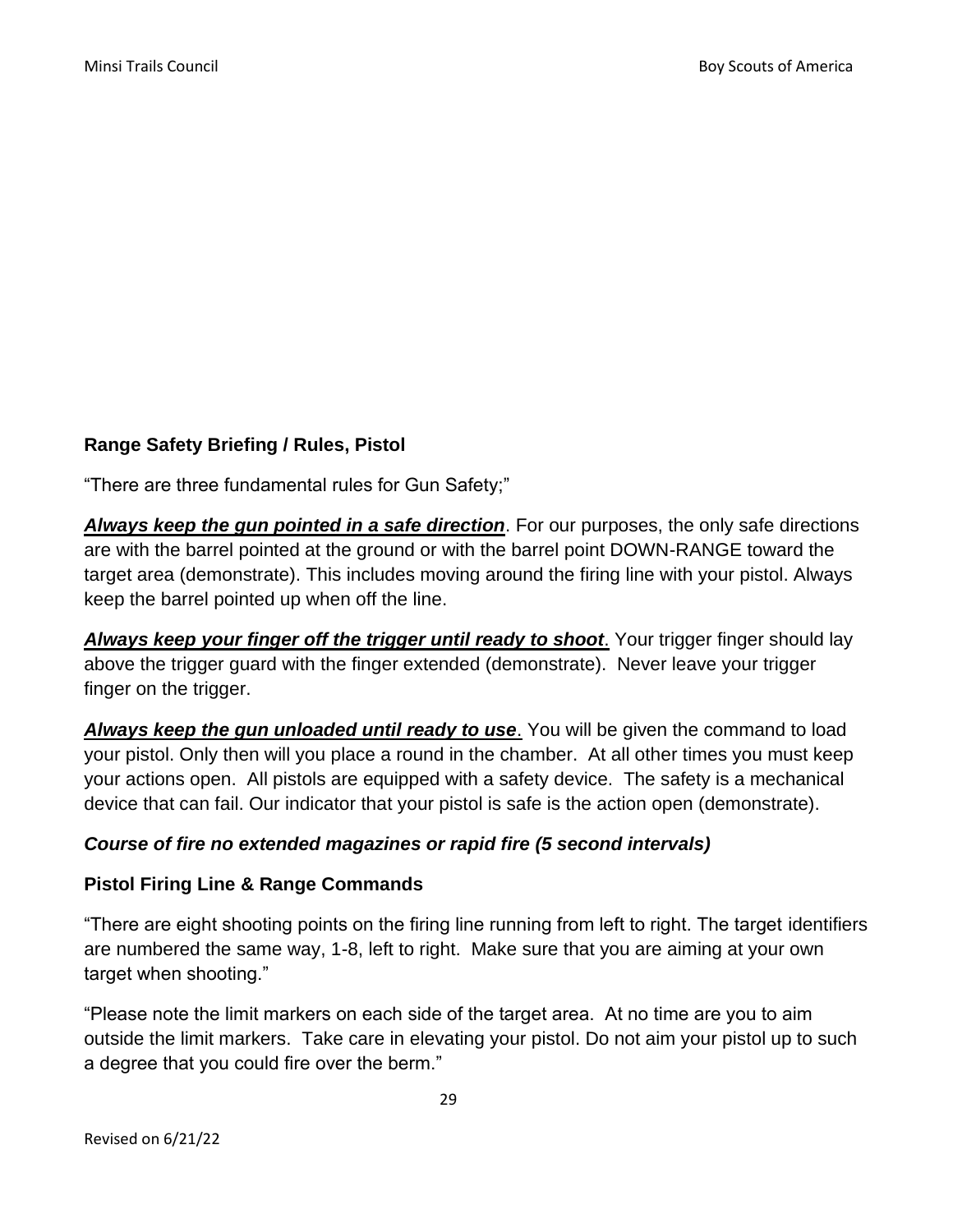## Range Safety Briefing / Rules, Pistol

"There are three fundamental rules for Gun Safety;"

***Always keep the gun pointed in a safe direction***. For our purposes, the only safe directions are with the barrel pointed at the ground or with the barrel point DOWN-RANGE toward the target area (demonstrate). This includes moving around the firing line with your pistol. Always keep the barrel pointed up when off the line.

***Always keep your finger off the trigger until ready to shoot***. Your trigger finger should lay above the trigger guard with the finger extended (demonstrate). Never leave your trigger finger on the trigger.

***Always keep the gun unloaded until ready to use***. You will be given the command to load your pistol. Only then will you place a round in the chamber. At all other times you must keep your actions open. All pistols are equipped with a safety device. The safety is a mechanical device that can fail. Our indicator that your pistol is safe is the action open (demonstrate).

***Course of fire no extended magazines or rapid fire (5 second intervals)***

## Pistol Firing Line & Range Commands

"There are eight shooting points on the firing line running from left to right. The target identifiers are numbered the same way, 1-8, left to right. Make sure that you are aiming at your own target when shooting."

"Please note the limit markers on each side of the target area. At no time are you to aim outside the limit markers. Take care in elevating your pistol. Do not aim your pistol up to such a degree that you could fire over the berm."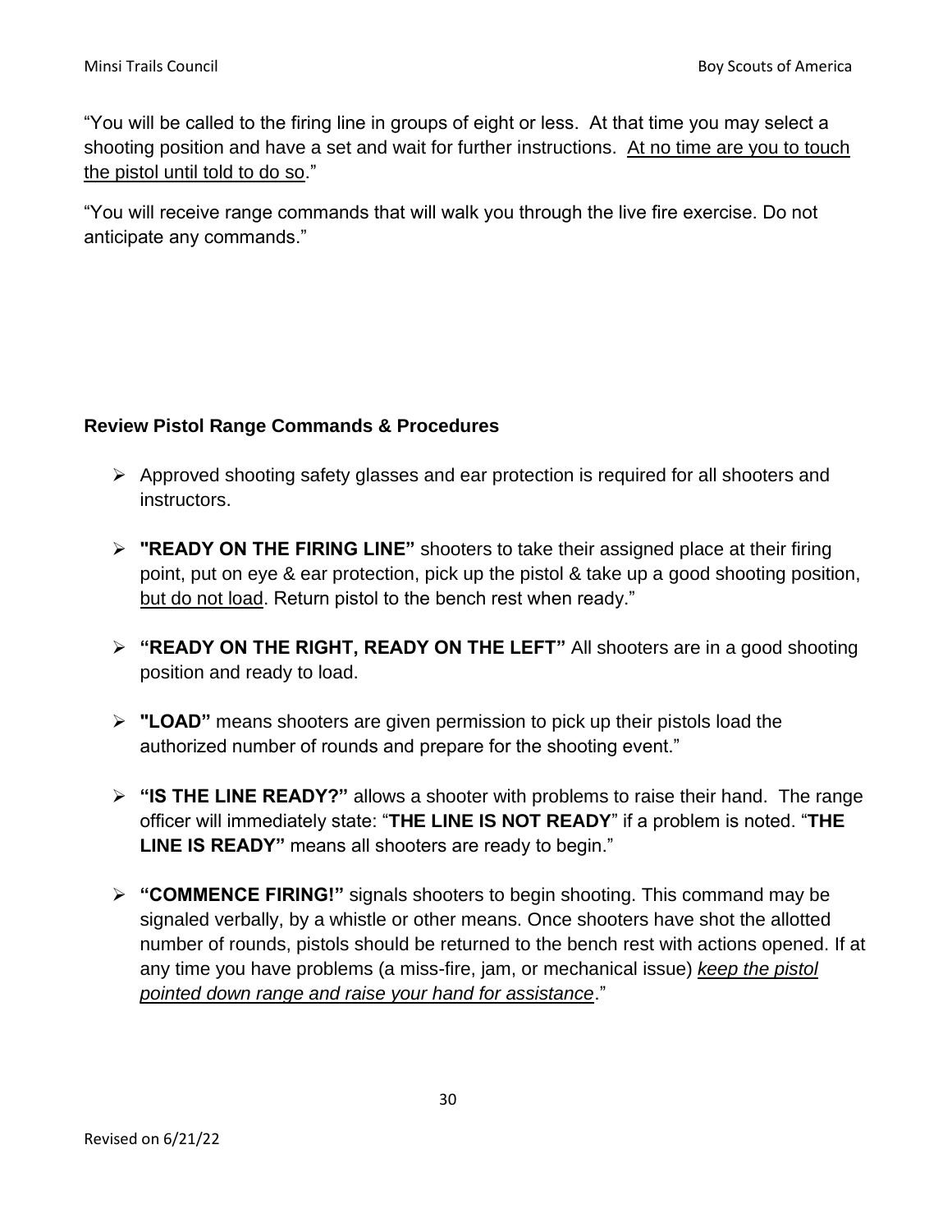"You will be called to the firing line in groups of eight or less. At that time you may select a shooting position and have a set and wait for further instructions. <u>At no time are you to touch the pistol until told to do so</u>."

"You will receive range commands that will walk you through the live fire exercise. Do not anticipate any commands."

**Review Pistol Range Commands & Procedures**

- Approved shooting safety glasses and ear protection is required for all shooters and instructors.
- **"READY ON THE FIRING LINE"** shooters to take their assigned place at their firing point, put on eye & ear protection, pick up the pistol & take up a good shooting position, <u>but do not load</u>. Return pistol to the bench rest when ready."
- **"READY ON THE RIGHT, READY ON THE LEFT"** All shooters are in a good shooting position and ready to load.
- **"LOAD"** means shooters are given permission to pick up their pistols load the authorized number of rounds and prepare for the shooting event."
- **"IS THE LINE READY?"** allows a shooter with problems to raise their hand. The range officer will immediately state: "**THE LINE IS NOT READY**" if a problem is noted. "**THE LINE IS READY"** means all shooters are ready to begin."
- **"COMMENCE FIRING!"** signals shooters to begin shooting. This command may be signaled verbally, by a whistle or other means. Once shooters have shot the allotted number of rounds, pistols should be returned to the bench rest with actions opened. If at any time you have problems (a miss-fire, jam, or mechanical issue) <u>*keep the pistol pointed down range and raise your hand for assistance*</u>."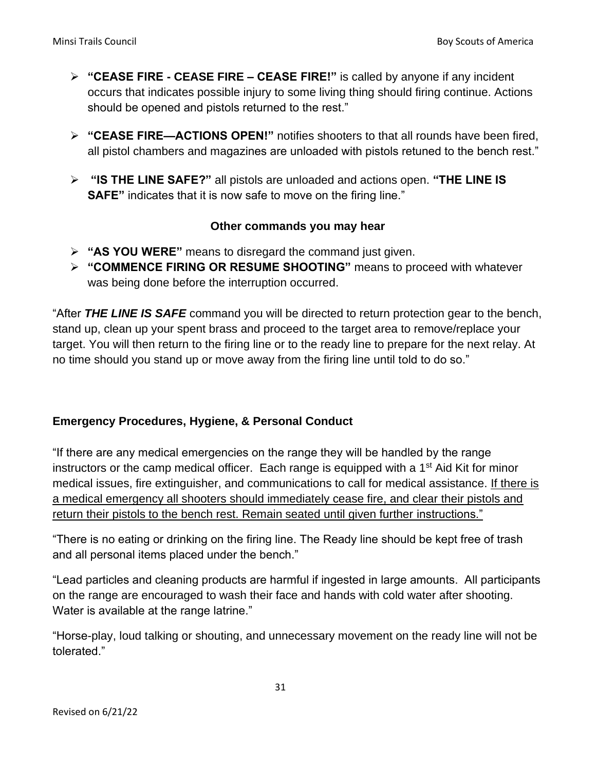- **"CEASE FIRE - CEASE FIRE – CEASE FIRE!"** is called by anyone if any incident occurs that indicates possible injury to some living thing should firing continue. Actions should be opened and pistols returned to the rest."
- **"CEASE FIRE—ACTIONS OPEN!"** notifies shooters to that all rounds have been fired, all pistol chambers and magazines are unloaded with pistols retuned to the bench rest."
- **"IS THE LINE SAFE?"** all pistols are unloaded and actions open. **"THE LINE IS SAFE"** indicates that it is now safe to move on the firing line."

**Other commands you may hear**

- **"AS YOU WERE"** means to disregard the command just given.
- **"COMMENCE FIRING OR RESUME SHOOTING"** means to proceed with whatever was being done before the interruption occurred.

"After ***THE LINE IS SAFE*** command you will be directed to return protection gear to the bench, stand up, clean up your spent brass and proceed to the target area to remove/replace your target. You will then return to the firing line or to the ready line to prepare for the next relay. At no time should you stand up or move away from the firing line until told to do so."

**Emergency Procedures, Hygiene, & Personal Conduct**

"If there are any medical emergencies on the range they will be handled by the range instructors or the camp medical officer. Each range is equipped with a 1st Aid Kit for minor medical issues, fire extinguisher, and communications to call for medical assistance. <u>If there is a medical emergency all shooters should immediately cease fire, and clear their pistols and return their pistols to the bench rest. Remain seated until given further instructions."</u>

"There is no eating or drinking on the firing line. The Ready line should be kept free of trash and all personal items placed under the bench."

"Lead particles and cleaning products are harmful if ingested in large amounts. All participants on the range are encouraged to wash their face and hands with cold water after shooting. Water is available at the range latrine."

"Horse-play, loud talking or shouting, and unnecessary movement on the ready line will not be tolerated."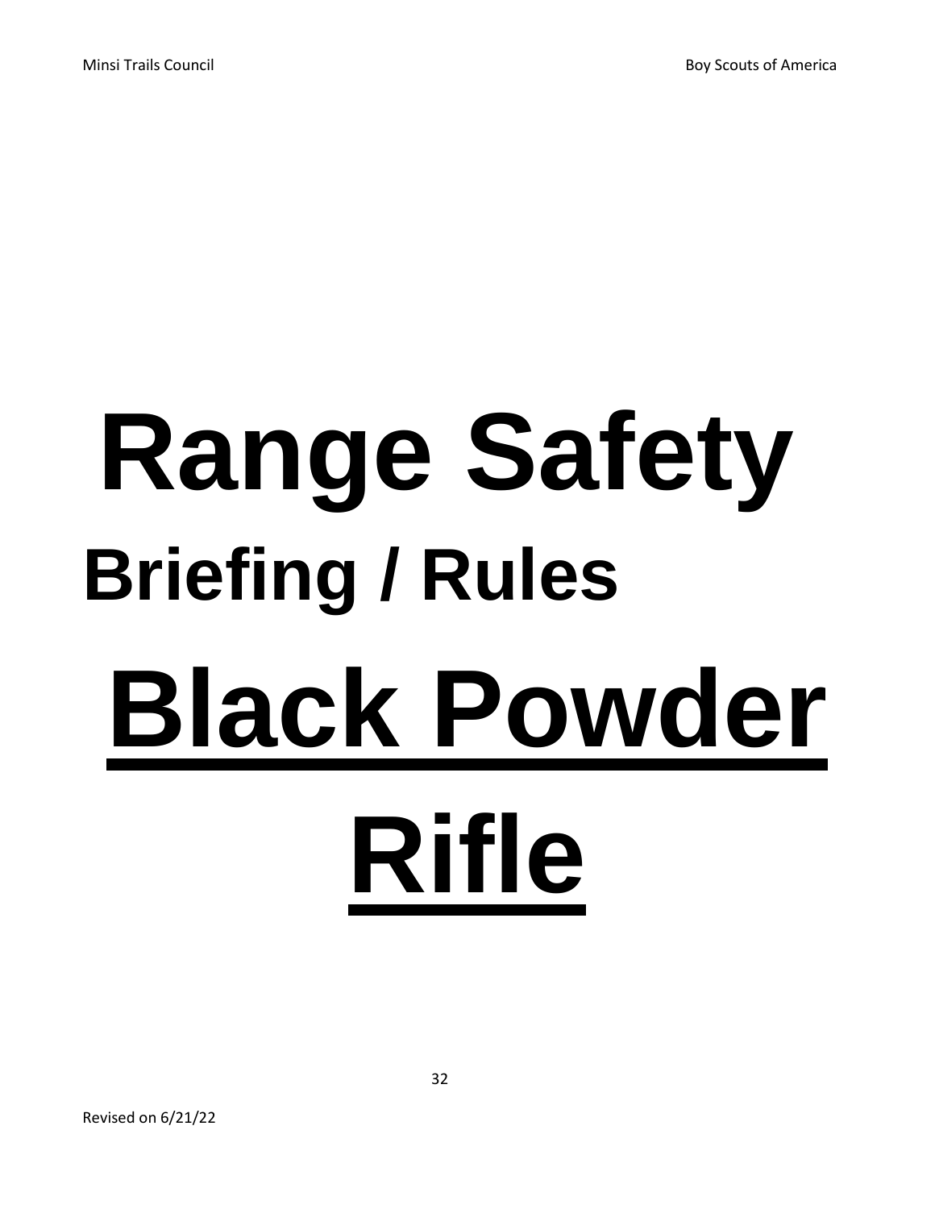# Range Safety

## Briefing / Rules

# <u>Black Powder</u>

# <u>Rifle</u>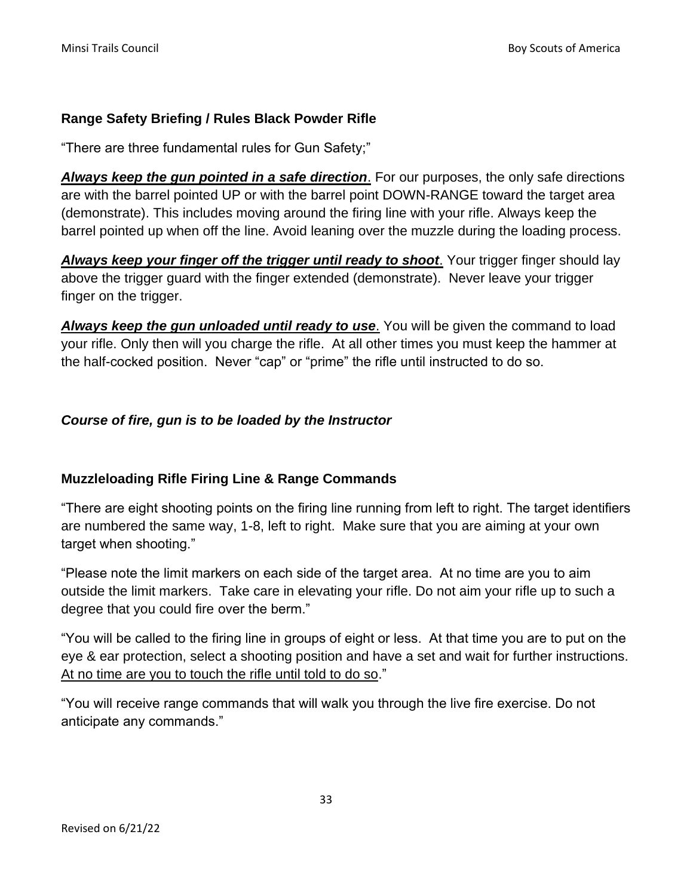### Range Safety Briefing / Rules Black Powder Rifle

"There are three fundamental rules for Gun Safety;"

***<u>Always keep the gun pointed in a safe direction</u>***. For our purposes, the only safe directions are with the barrel pointed UP or with the barrel point DOWN-RANGE toward the target area (demonstrate). This includes moving around the firing line with your rifle. Always keep the barrel pointed up when off the line. Avoid leaning over the muzzle during the loading process.

***<u>Always keep your finger off the trigger until ready to shoot</u>***. Your trigger finger should lay above the trigger guard with the finger extended (demonstrate). Never leave your trigger finger on the trigger.

***<u>Always keep the gun unloaded until ready to use</u>***. You will be given the command to load your rifle. Only then will you charge the rifle. At all other times you must keep the hammer at the half-cocked position. Never "cap" or "prime" the rifle until instructed to do so.

***Course of fire, gun is to be loaded by the Instructor***

### Muzzleloading Rifle Firing Line & Range Commands

"There are eight shooting points on the firing line running from left to right. The target identifiers are numbered the same way, 1-8, left to right. Make sure that you are aiming at your own target when shooting."

"Please note the limit markers on each side of the target area. At no time are you to aim outside the limit markers. Take care in elevating your rifle. Do not aim your rifle up to such a degree that you could fire over the berm."

"You will be called to the firing line in groups of eight or less. At that time you are to put on the eye & ear protection, select a shooting position and have a set and wait for further instructions. <u>At no time are you to touch the rifle until told to do so</u>."

"You will receive range commands that will walk you through the live fire exercise. Do not anticipate any commands."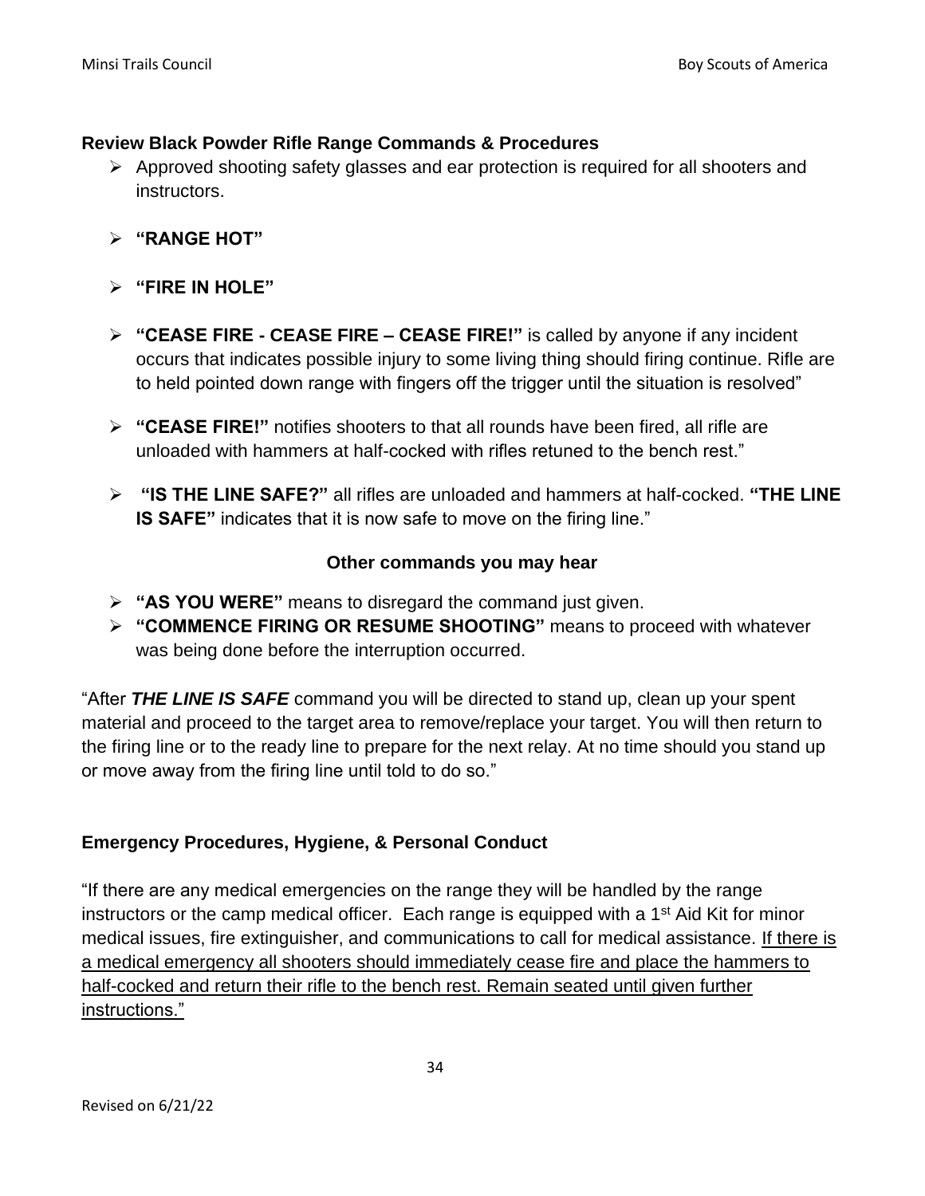## Review Black Powder Rifle Range Commands & Procedures

- Approved shooting safety glasses and ear protection is required for all shooters and instructors.
- **"RANGE HOT"**
- **"FIRE IN HOLE"**
- **"CEASE FIRE - CEASE FIRE – CEASE FIRE!"** is called by anyone if any incident occurs that indicates possible injury to some living thing should firing continue. Rifle are to held pointed down range with fingers off the trigger until the situation is resolved"
- **"CEASE FIRE!"** notifies shooters to that all rounds have been fired, all rifle are unloaded with hammers at half-cocked with rifles retuned to the bench rest."
- **"IS THE LINE SAFE?"** all rifles are unloaded and hammers at half-cocked. **"THE LINE IS SAFE"** indicates that it is now safe to move on the firing line."

**Other commands you may hear**

- **"AS YOU WERE"** means to disregard the command just given.
- **"COMMENCE FIRING OR RESUME SHOOTING"** means to proceed with whatever was being done before the interruption occurred.

"After ***THE LINE IS SAFE*** command you will be directed to stand up, clean up your spent material and proceed to the target area to remove/replace your target. You will then return to the firing line or to the ready line to prepare for the next relay. At no time should you stand up or move away from the firing line until told to do so."

## Emergency Procedures, Hygiene, & Personal Conduct

"If there are any medical emergencies on the range they will be handled by the range instructors or the camp medical officer. Each range is equipped with a 1st Aid Kit for minor medical issues, fire extinguisher, and communications to call for medical assistance. <u>If there is a medical emergency all shooters should immediately cease fire and place the hammers to half-cocked and return their rifle to the bench rest. Remain seated until given further instructions."</u>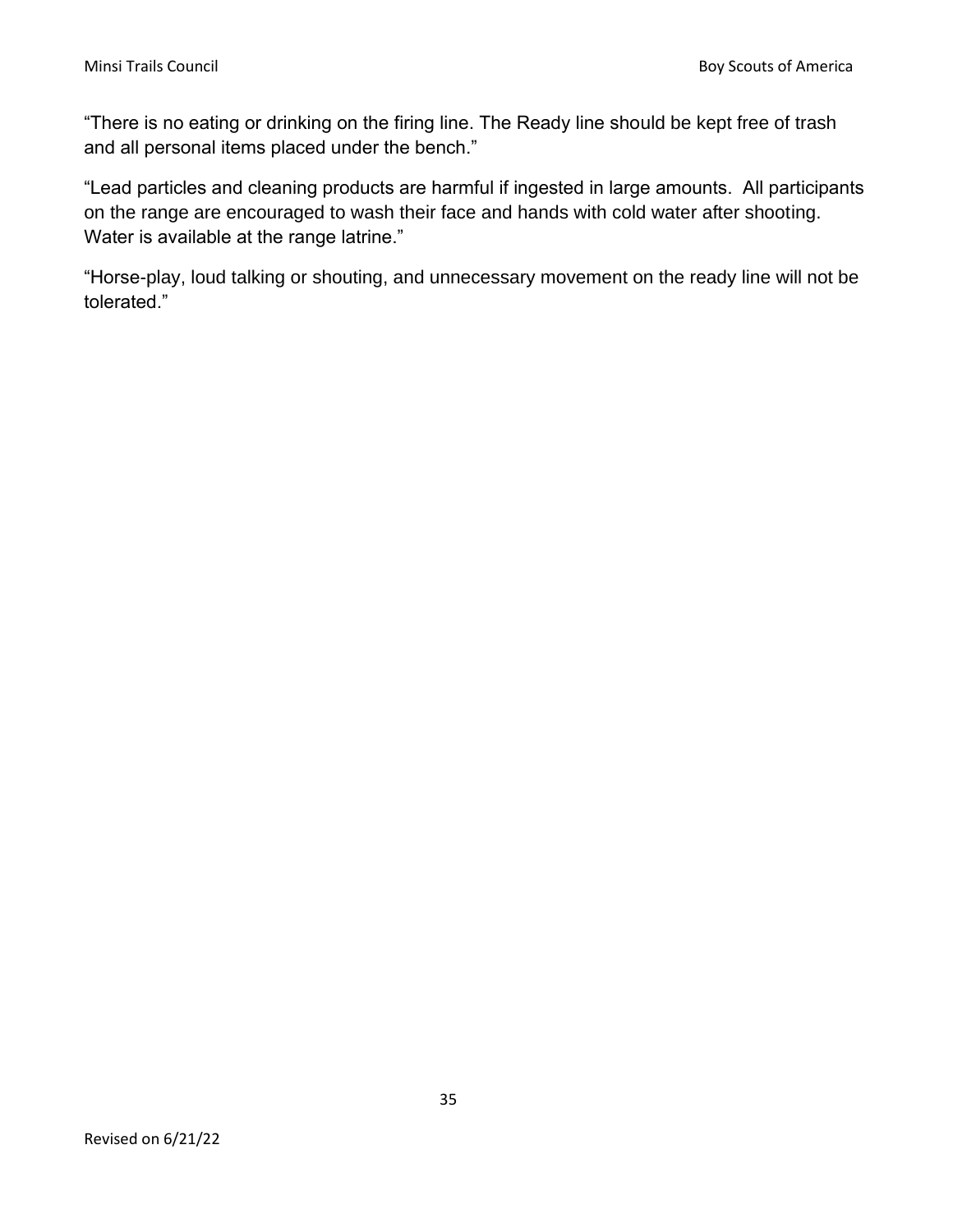“There is no eating or drinking on the firing line. The Ready line should be kept free of trash and all personal items placed under the bench.”

“Lead particles and cleaning products are harmful if ingested in large amounts.  All participants on the range are encouraged to wash their face and hands with cold water after shooting. Water is available at the range latrine.”

“Horse-play, loud talking or shouting, and unnecessary movement on the ready line will not be tolerated.”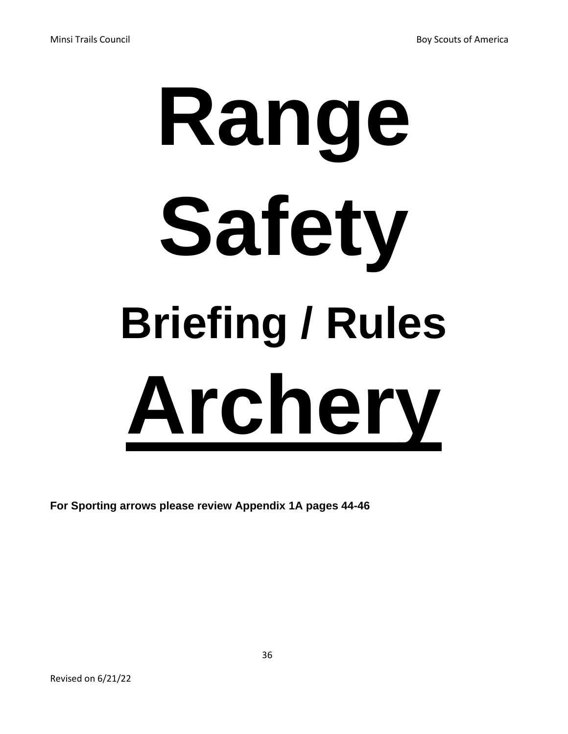# Range

# Safety

## Briefing / Rules

# Archery

**For Sporting arrows please review Appendix 1A pages 44-46**

Revised on 6/21/22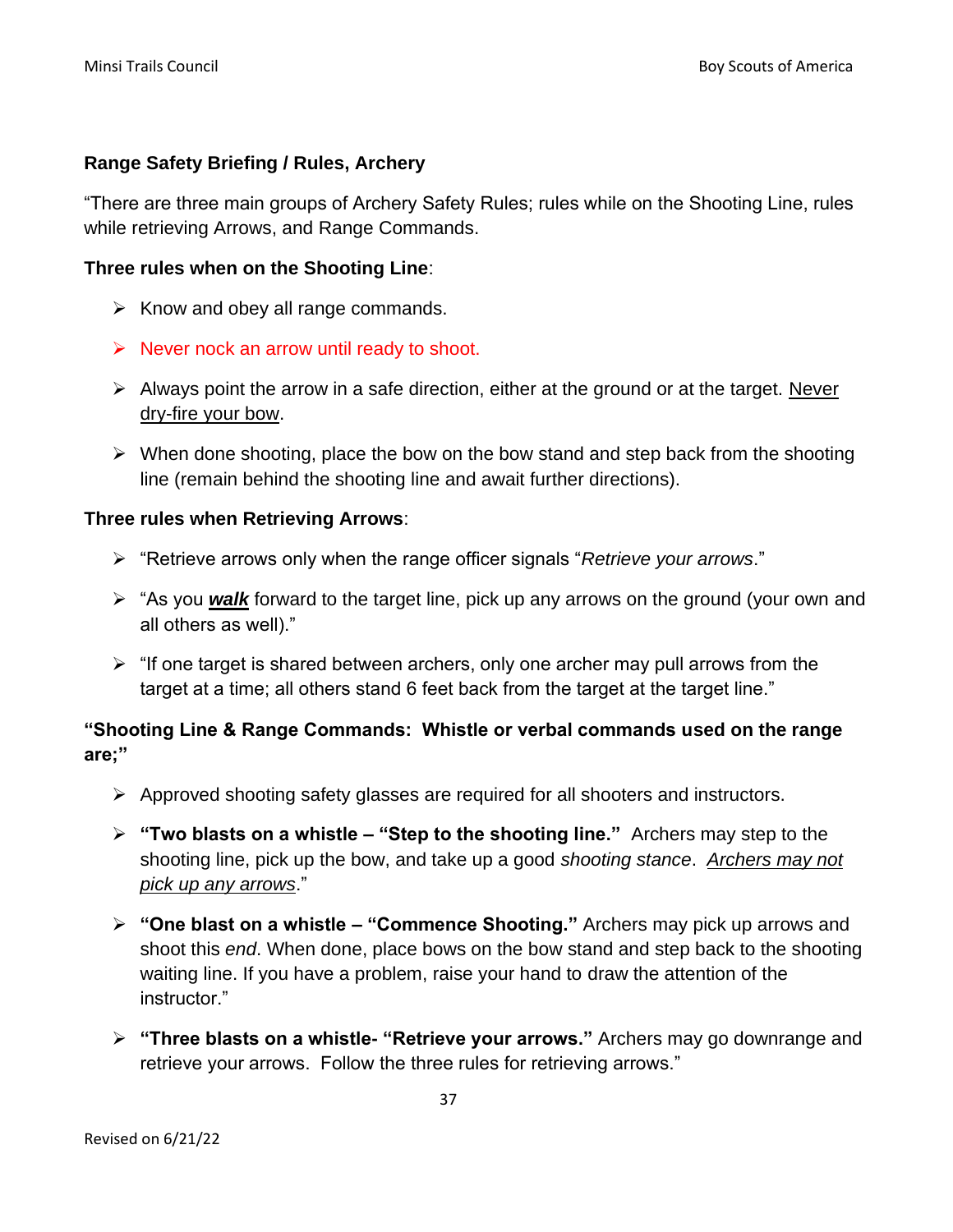**Range Safety Briefing / Rules, Archery**

"There are three main groups of Archery Safety Rules; rules while on the Shooting Line, rules while retrieving Arrows, and Range Commands.

**Three rules when on the Shooting Line**:

- Know and obey all range commands.
- Never nock an arrow until ready to shoot.
- Always point the arrow in a safe direction, either at the ground or at the target. Never dry-fire your bow.
- When done shooting, place the bow on the bow stand and step back from the shooting line (remain behind the shooting line and await further directions).

**Three rules when Retrieving Arrows**:

- "Retrieve arrows only when the range officer signals "*Retrieve your arrows*."
- "As you ***walk*** forward to the target line, pick up any arrows on the ground (your own and all others as well)."
- "If one target is shared between archers, only one archer may pull arrows from the target at a time; all others stand 6 feet back from the target at the target line."

**"Shooting Line & Range Commands: Whistle or verbal commands used on the range are;"**

- Approved shooting safety glasses are required for all shooters and instructors.
- **"Two blasts on a whistle – "Step to the shooting line."** Archers may step to the shooting line, pick up the bow, and take up a good *shooting stance*. *Archers may not pick up any arrows*."
- **"One blast on a whistle – "Commence Shooting."** Archers may pick up arrows and shoot this *end*. When done, place bows on the bow stand and step back to the shooting waiting line. If you have a problem, raise your hand to draw the attention of the instructor."
- **"Three blasts on a whistle- "Retrieve your arrows."** Archers may go downrange and retrieve your arrows. Follow the three rules for retrieving arrows."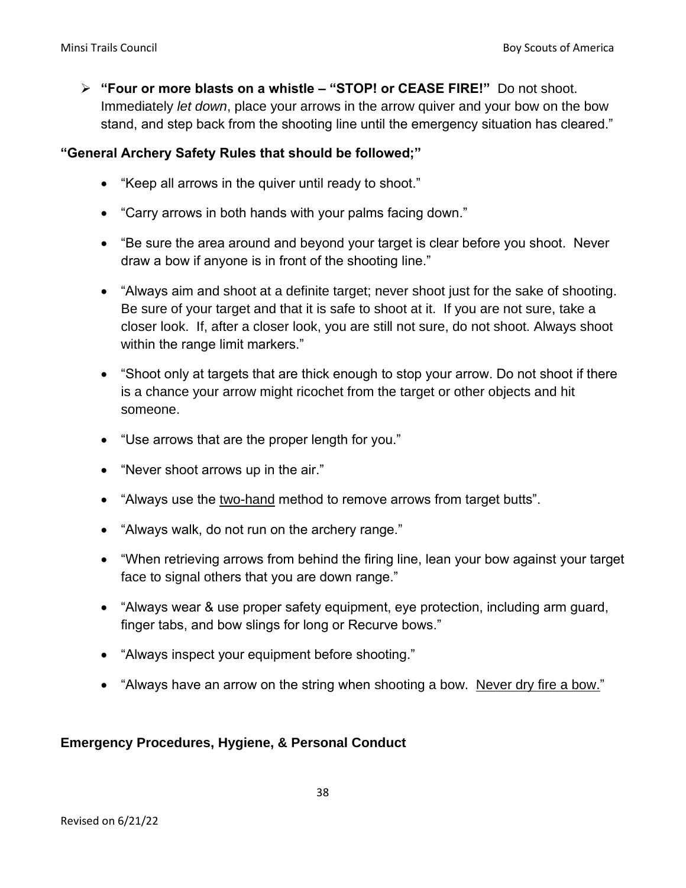- **"Four or more blasts on a whistle – "STOP! or CEASE FIRE!"** Do not shoot. Immediately *let down*, place your arrows in the arrow quiver and your bow on the bow stand, and step back from the shooting line until the emergency situation has cleared."

**"General Archery Safety Rules that should be followed;"**

- "Keep all arrows in the quiver until ready to shoot."
- "Carry arrows in both hands with your palms facing down."
- "Be sure the area around and beyond your target is clear before you shoot. Never draw a bow if anyone is in front of the shooting line."
- "Always aim and shoot at a definite target; never shoot just for the sake of shooting. Be sure of your target and that it is safe to shoot at it. If you are not sure, take a closer look. If, after a closer look, you are still not sure, do not shoot. Always shoot within the range limit markers."
- "Shoot only at targets that are thick enough to stop your arrow. Do not shoot if there is a chance your arrow might ricochet from the target or other objects and hit someone.
- "Use arrows that are the proper length for you."
- "Never shoot arrows up in the air."
- "Always use the <u>two-hand</u> method to remove arrows from target butts".
- "Always walk, do not run on the archery range."
- "When retrieving arrows from behind the firing line, lean your bow against your target face to signal others that you are down range."
- "Always wear & use proper safety equipment, eye protection, including arm guard, finger tabs, and bow slings for long or Recurve bows."
- "Always inspect your equipment before shooting."
- "Always have an arrow on the string when shooting a bow. <u>Never dry fire a bow.</u>"

**Emergency Procedures, Hygiene, & Personal Conduct**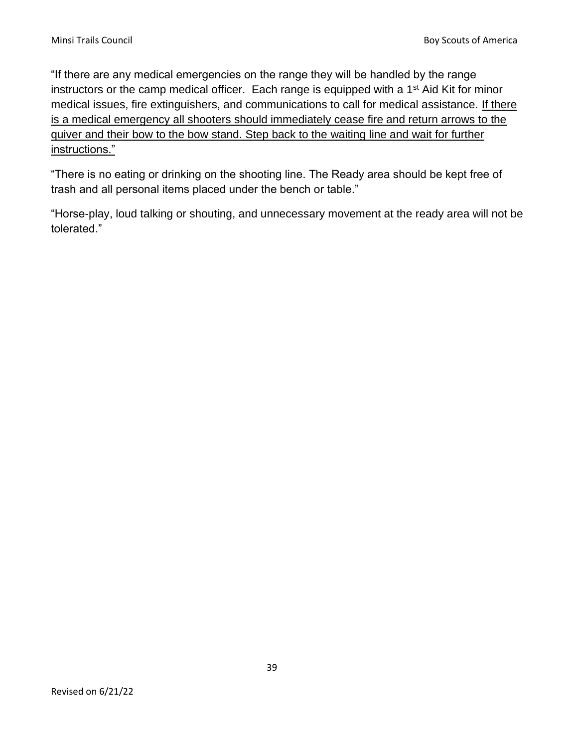"If there are any medical emergencies on the range they will be handled by the range instructors or the camp medical officer. Each range is equipped with a 1st Aid Kit for minor medical issues, fire extinguishers, and communications to call for medical assistance. <u>If there is a medical emergency all shooters should immediately cease fire and return arrows to the quiver and their bow to the bow stand. Step back to the waiting line and wait for further instructions."</u>

"There is no eating or drinking on the shooting line. The Ready area should be kept free of trash and all personal items placed under the bench or table."

"Horse-play, loud talking or shouting, and unnecessary movement at the ready area will not be tolerated."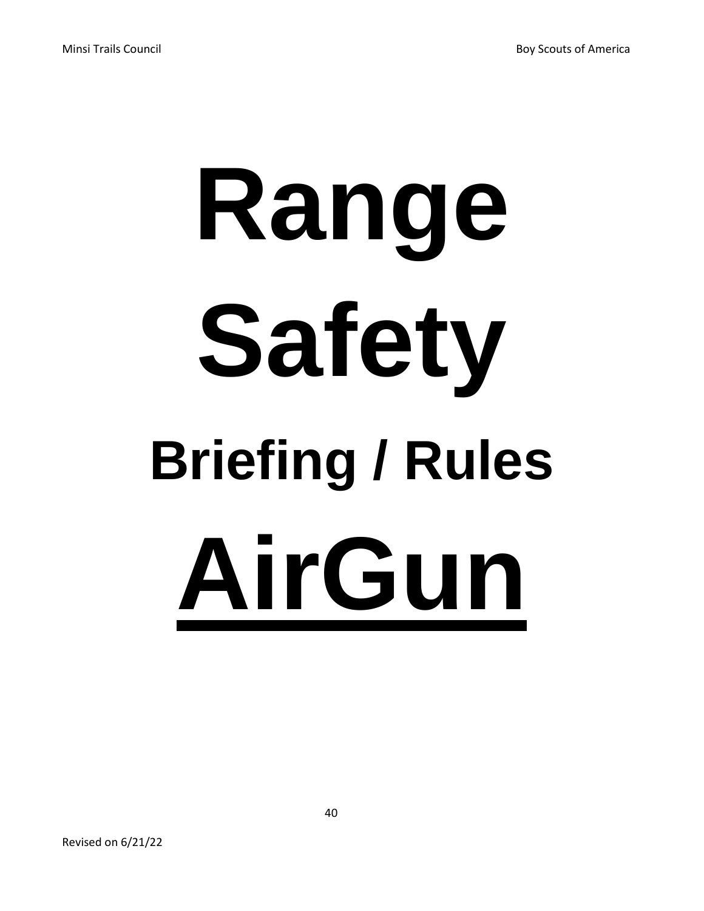# Range

# Safety

## Briefing / Rules

# AirGun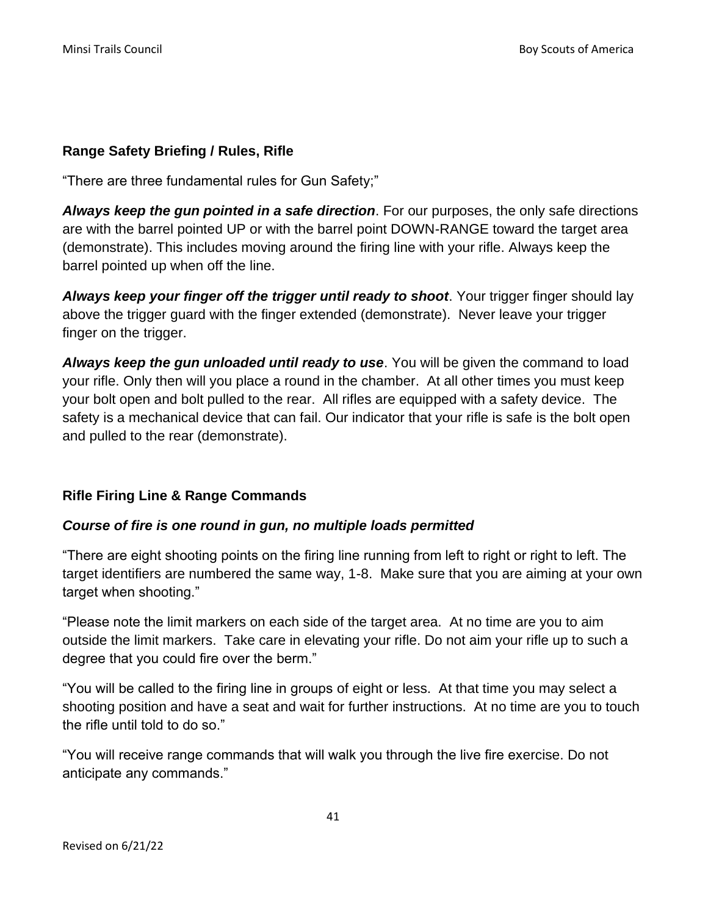## Range Safety Briefing / Rules, Rifle

"There are three fundamental rules for Gun Safety;"

***Always keep the gun pointed in a safe direction***. For our purposes, the only safe directions are with the barrel pointed UP or with the barrel point DOWN-RANGE toward the target area (demonstrate). This includes moving around the firing line with your rifle. Always keep the barrel pointed up when off the line.

***Always keep your finger off the trigger until ready to shoot***. Your trigger finger should lay above the trigger guard with the finger extended (demonstrate). Never leave your trigger finger on the trigger.

***Always keep the gun unloaded until ready to use***. You will be given the command to load your rifle. Only then will you place a round in the chamber. At all other times you must keep your bolt open and bolt pulled to the rear. All rifles are equipped with a safety device. The safety is a mechanical device that can fail. Our indicator that your rifle is safe is the bolt open and pulled to the rear (demonstrate).

## Rifle Firing Line & Range Commands

***Course of fire is one round in gun, no multiple loads permitted***

"There are eight shooting points on the firing line running from left to right or right to left. The target identifiers are numbered the same way, 1-8. Make sure that you are aiming at your own target when shooting."

"Please note the limit markers on each side of the target area. At no time are you to aim outside the limit markers. Take care in elevating your rifle. Do not aim your rifle up to such a degree that you could fire over the berm."

"You will be called to the firing line in groups of eight or less. At that time you may select a shooting position and have a seat and wait for further instructions. At no time are you to touch the rifle until told to do so."

"You will receive range commands that will walk you through the live fire exercise. Do not anticipate any commands."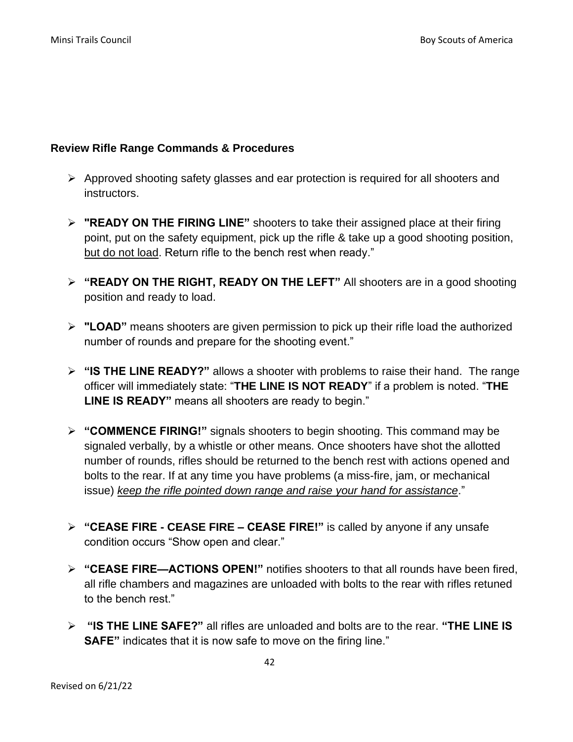### Review Rifle Range Commands & Procedures

- Approved shooting safety glasses and ear protection is required for all shooters and instructors.
- **"READY ON THE FIRING LINE"** shooters to take their assigned place at their firing point, put on the safety equipment, pick up the rifle & take up a good shooting position, <u>but do not load</u>. Return rifle to the bench rest when ready."
- **"READY ON THE RIGHT, READY ON THE LEFT"** All shooters are in a good shooting position and ready to load.
- **"LOAD"** means shooters are given permission to pick up their rifle load the authorized number of rounds and prepare for the shooting event."
- **"IS THE LINE READY?"** allows a shooter with problems to raise their hand. The range officer will immediately state: "**THE LINE IS NOT READY**" if a problem is noted. "**THE LINE IS READY"** means all shooters are ready to begin."
- **"COMMENCE FIRING!"** signals shooters to begin shooting. This command may be signaled verbally, by a whistle or other means. Once shooters have shot the allotted number of rounds, rifles should be returned to the bench rest with actions opened and bolts to the rear. If at any time you have problems (a miss-fire, jam, or mechanical issue) <u>*keep the rifle pointed down range and raise your hand for assistance*</u>."
- **"CEASE FIRE - CEASE FIRE – CEASE FIRE!"** is called by anyone if any unsafe condition occurs "Show open and clear."
- **"CEASE FIRE—ACTIONS OPEN!"** notifies shooters to that all rounds have been fired, all rifle chambers and magazines are unloaded with bolts to the rear with rifles retuned to the bench rest."
- **"IS THE LINE SAFE?"** all rifles are unloaded and bolts are to the rear. **"THE LINE IS SAFE"** indicates that it is now safe to move on the firing line."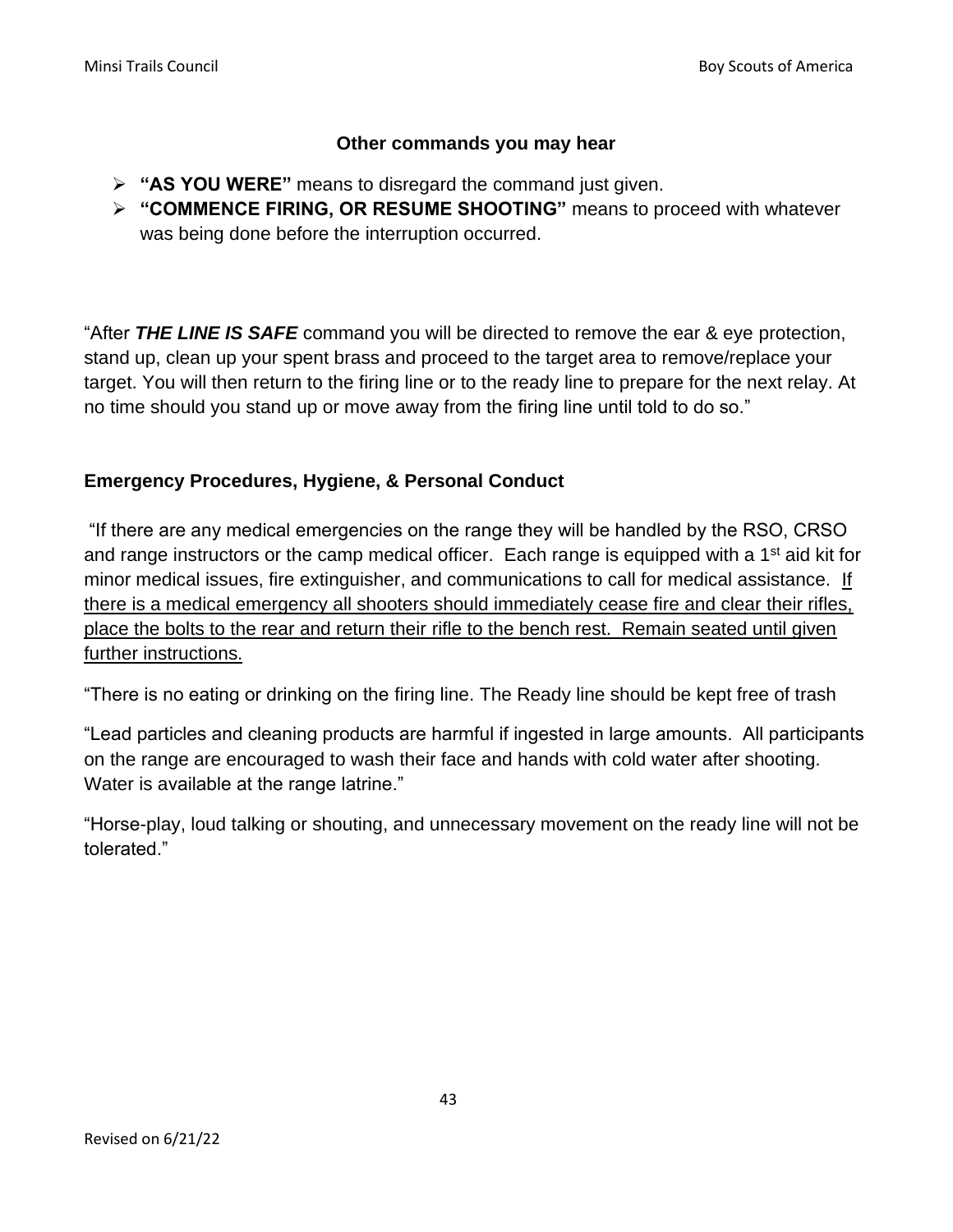### Other commands you may hear

- **"AS YOU WERE"** means to disregard the command just given.
- **"COMMENCE FIRING, OR RESUME SHOOTING"** means to proceed with whatever was being done before the interruption occurred.

"After ***THE LINE IS SAFE*** command you will be directed to remove the ear & eye protection, stand up, clean up your spent brass and proceed to the target area to remove/replace your target. You will then return to the firing line or to the ready line to prepare for the next relay. At no time should you stand up or move away from the firing line until told to do so."

### Emergency Procedures, Hygiene, & Personal Conduct

"If there are any medical emergencies on the range they will be handled by the RSO, CRSO and range instructors or the camp medical officer. Each range is equipped with a 1st aid kit for minor medical issues, fire extinguisher, and communications to call for medical assistance. <u>If there is a medical emergency all shooters should immediately cease fire and clear their rifles, place the bolts to the rear and return their rifle to the bench rest. Remain seated until given further instructions.</u>

"There is no eating or drinking on the firing line. The Ready line should be kept free of trash

"Lead particles and cleaning products are harmful if ingested in large amounts. All participants on the range are encouraged to wash their face and hands with cold water after shooting. Water is available at the range latrine."

"Horse-play, loud talking or shouting, and unnecessary movement on the ready line will not be tolerated."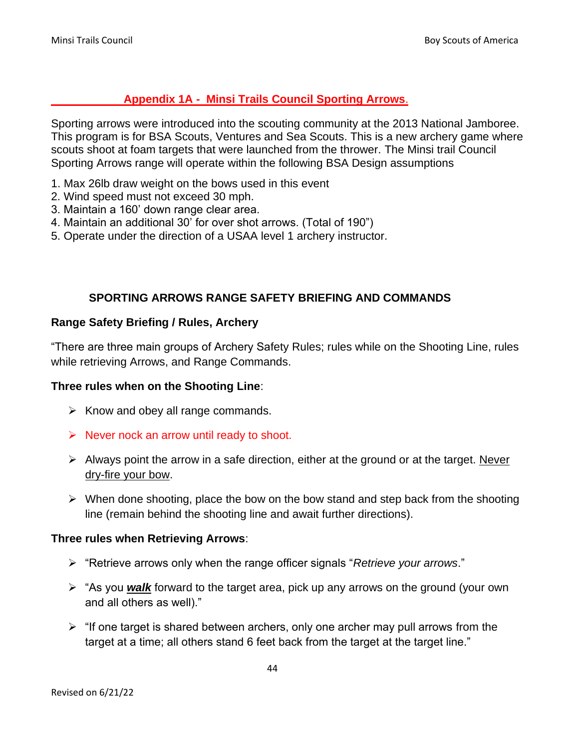## Appendix 1A - Minsi Trails Council Sporting Arrows.

Sporting arrows were introduced into the scouting community at the 2013 National Jamboree. This program is for BSA Scouts, Ventures and Sea Scouts. This is a new archery game where scouts shoot at foam targets that were launched from the thrower. The Minsi trail Council Sporting Arrows range will operate within the following BSA Design assumptions

1. Max 26lb draw weight on the bows used in this event
2. Wind speed must not exceed 30 mph.
3. Maintain a 160' down range clear area.
4. Maintain an additional 30' for over shot arrows. (Total of 190")
5. Operate under the direction of a USAA level 1 archery instructor.

### SPORTING ARROWS RANGE SAFETY BRIEFING AND COMMANDS

**Range Safety Briefing / Rules, Archery**

"There are three main groups of Archery Safety Rules; rules while on the Shooting Line, rules while retrieving Arrows, and Range Commands.

**Three rules when on the Shooting Line**:

- Know and obey all range commands.
- Never nock an arrow until ready to shoot.
- Always point the arrow in a safe direction, either at the ground or at the target. Never dry-fire your bow.
- When done shooting, place the bow on the bow stand and step back from the shooting line (remain behind the shooting line and await further directions).

**Three rules when Retrieving Arrows**:

- "Retrieve arrows only when the range officer signals "*Retrieve your arrows*."
- "As you ***walk*** forward to the target area, pick up any arrows on the ground (your own and all others as well)."
- "If one target is shared between archers, only one archer may pull arrows from the target at a time; all others stand 6 feet back from the target at the target line."

Revised on 6/21/22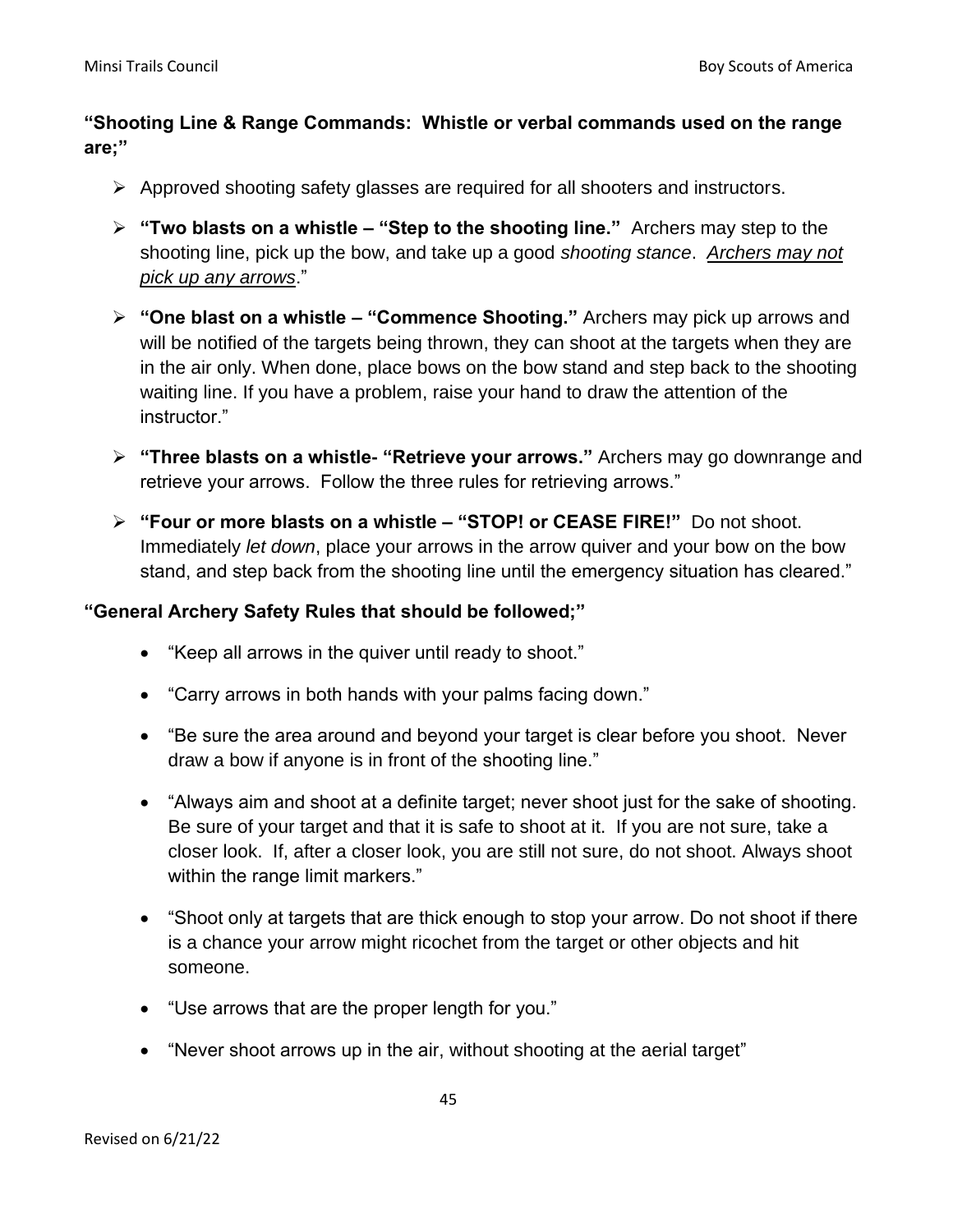**"Shooting Line & Range Commands: Whistle or verbal commands used on the range are;"**

- Approved shooting safety glasses are required for all shooters and instructors.
- **"Two blasts on a whistle – "Step to the shooting line."** Archers may step to the shooting line, pick up the bow, and take up a good *shooting stance*. *Archers may not pick up any arrows*."
- **"One blast on a whistle – "Commence Shooting."** Archers may pick up arrows and will be notified of the targets being thrown, they can shoot at the targets when they are in the air only. When done, place bows on the bow stand and step back to the shooting waiting line. If you have a problem, raise your hand to draw the attention of the instructor."
- **"Three blasts on a whistle- "Retrieve your arrows."** Archers may go downrange and retrieve your arrows. Follow the three rules for retrieving arrows."
- **"Four or more blasts on a whistle – "STOP! or CEASE FIRE!"** Do not shoot. Immediately *let down*, place your arrows in the arrow quiver and your bow on the bow stand, and step back from the shooting line until the emergency situation has cleared."

**"General Archery Safety Rules that should be followed;"**

- "Keep all arrows in the quiver until ready to shoot."
- "Carry arrows in both hands with your palms facing down."
- "Be sure the area around and beyond your target is clear before you shoot. Never draw a bow if anyone is in front of the shooting line."
- "Always aim and shoot at a definite target; never shoot just for the sake of shooting. Be sure of your target and that it is safe to shoot at it. If you are not sure, take a closer look. If, after a closer look, you are still not sure, do not shoot. Always shoot within the range limit markers."
- "Shoot only at targets that are thick enough to stop your arrow. Do not shoot if there is a chance your arrow might ricochet from the target or other objects and hit someone.
- "Use arrows that are the proper length for you."
- "Never shoot arrows up in the air, without shooting at the aerial target"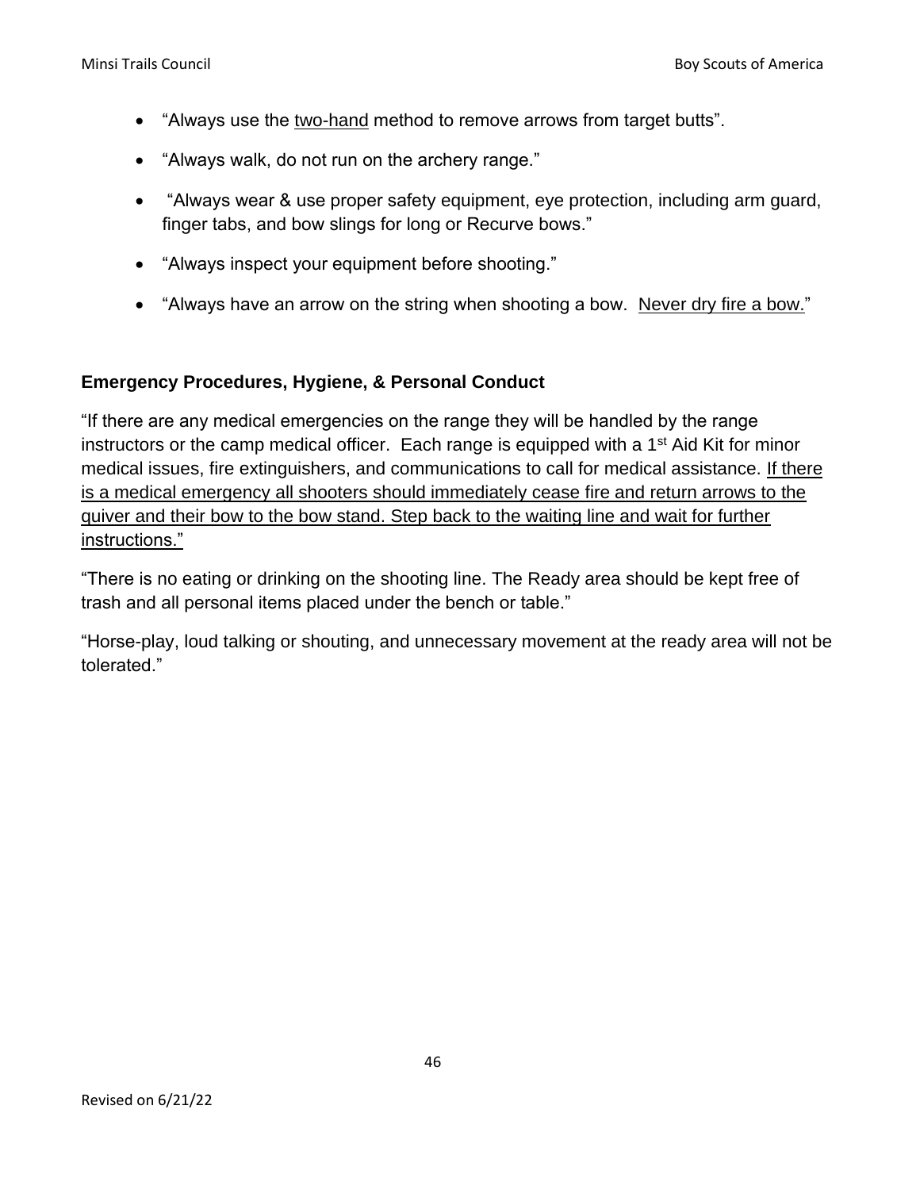- "Always use the <u>two-hand</u> method to remove arrows from target butts".
- "Always walk, do not run on the archery range."
- "Always wear & use proper safety equipment, eye protection, including arm guard, finger tabs, and bow slings for long or Recurve bows."
- "Always inspect your equipment before shooting."
- "Always have an arrow on the string when shooting a bow. <u>Never dry fire a bow.</u>"

### Emergency Procedures, Hygiene, & Personal Conduct

"If there are any medical emergencies on the range they will be handled by the range instructors or the camp medical officer. Each range is equipped with a 1st Aid Kit for minor medical issues, fire extinguishers, and communications to call for medical assistance. <u>If there is a medical emergency all shooters should immediately cease fire and return arrows to the quiver and their bow to the bow stand. Step back to the waiting line and wait for further instructions."</u>

"There is no eating or drinking on the shooting line. The Ready area should be kept free of trash and all personal items placed under the bench or table."

"Horse-play, loud talking or shouting, and unnecessary movement at the ready area will not be tolerated."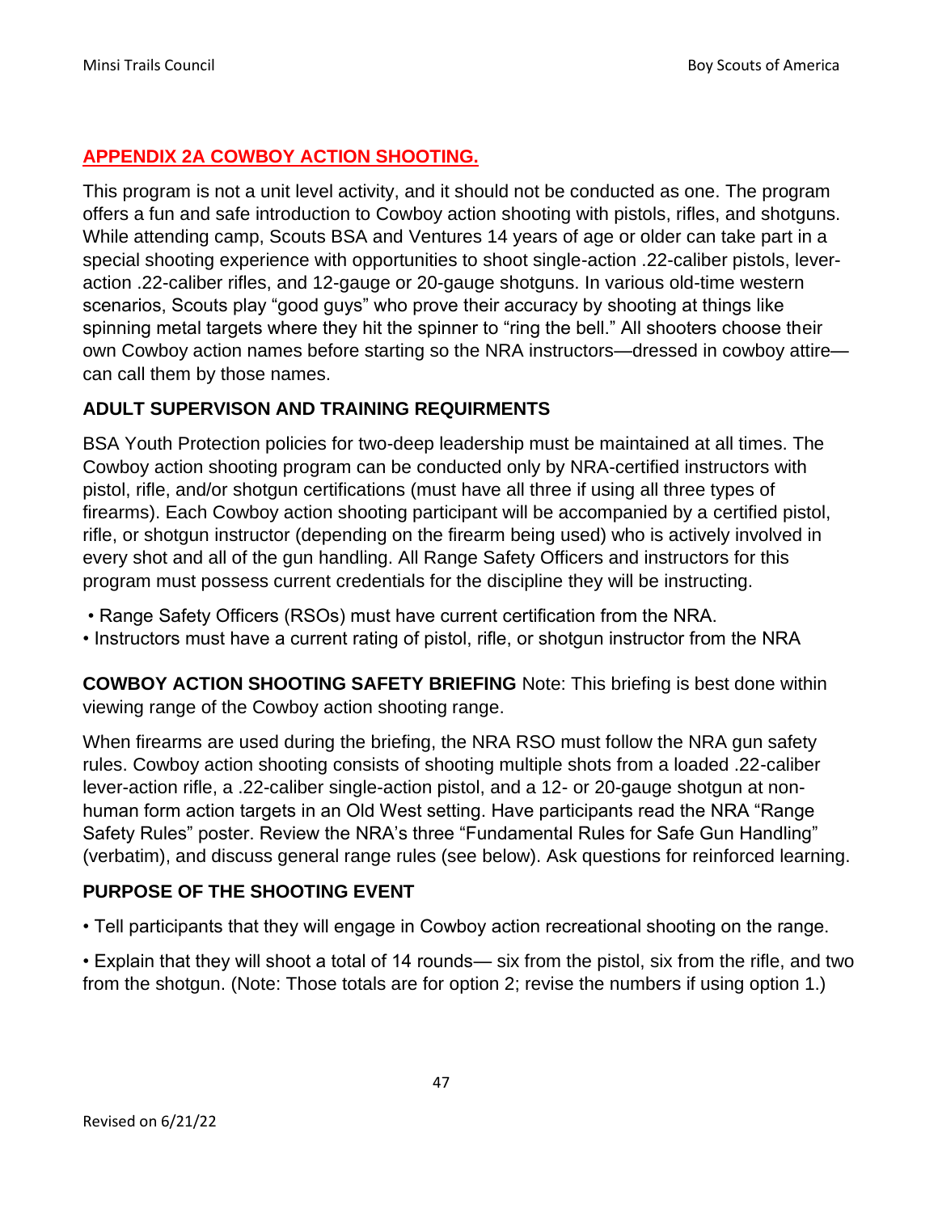## APPENDIX 2A COWBOY ACTION SHOOTING.

This program is not a unit level activity, and it should not be conducted as one. The program offers a fun and safe introduction to Cowboy action shooting with pistols, rifles, and shotguns. While attending camp, Scouts BSA and Ventures 14 years of age or older can take part in a special shooting experience with opportunities to shoot single-action .22-caliber pistols, lever-action .22-caliber rifles, and 12-gauge or 20-gauge shotguns. In various old-time western scenarios, Scouts play "good guys" who prove their accuracy by shooting at things like spinning metal targets where they hit the spinner to "ring the bell." All shooters choose their own Cowboy action names before starting so the NRA instructors—dressed in cowboy attire—can call them by those names.

### ADULT SUPERVISON AND TRAINING REQUIRMENTS

BSA Youth Protection policies for two-deep leadership must be maintained at all times. The Cowboy action shooting program can be conducted only by NRA-certified instructors with pistol, rifle, and/or shotgun certifications (must have all three if using all three types of firearms). Each Cowboy action shooting participant will be accompanied by a certified pistol, rifle, or shotgun instructor (depending on the firearm being used) who is actively involved in every shot and all of the gun handling. All Range Safety Officers and instructors for this program must possess current credentials for the discipline they will be instructing.

- Range Safety Officers (RSOs) must have current certification from the NRA.
- Instructors must have a current rating of pistol, rifle, or shotgun instructor from the NRA

**COWBOY ACTION SHOOTING SAFETY BRIEFING** Note: This briefing is best done within viewing range of the Cowboy action shooting range.

When firearms are used during the briefing, the NRA RSO must follow the NRA gun safety rules. Cowboy action shooting consists of shooting multiple shots from a loaded .22-caliber lever-action rifle, a .22-caliber single-action pistol, and a 12- or 20-gauge shotgun at non-human form action targets in an Old West setting. Have participants read the NRA "Range Safety Rules" poster. Review the NRA's three "Fundamental Rules for Safe Gun Handling" (verbatim), and discuss general range rules (see below). Ask questions for reinforced learning.

### PURPOSE OF THE SHOOTING EVENT

- Tell participants that they will engage in Cowboy action recreational shooting on the range.
- Explain that they will shoot a total of 14 rounds— six from the pistol, six from the rifle, and two from the shotgun. (Note: Those totals are for option 2; revise the numbers if using option 1.)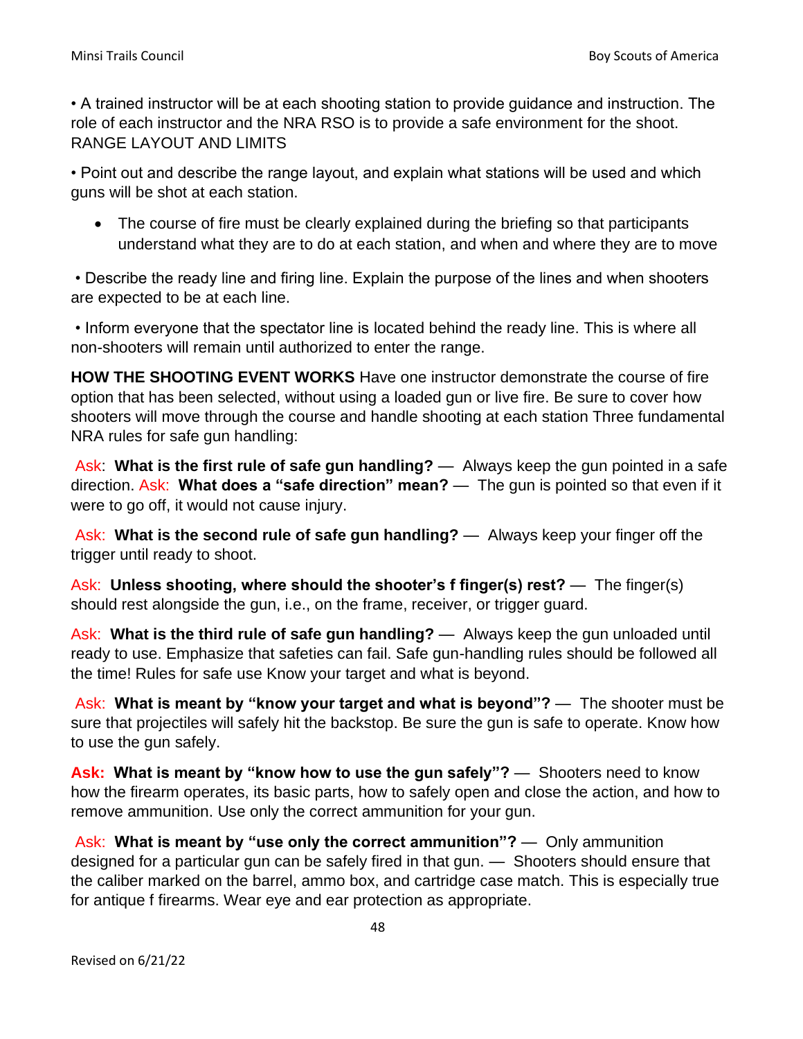• A trained instructor will be at each shooting station to provide guidance and instruction. The role of each instructor and the NRA RSO is to provide a safe environment for the shoot. RANGE LAYOUT AND LIMITS

• Point out and describe the range layout, and explain what stations will be used and which guns will be shot at each station.

- The course of fire must be clearly explained during the briefing so that participants understand what they are to do at each station, and when and where they are to move

• Describe the ready line and firing line. Explain the purpose of the lines and when shooters are expected to be at each line.

• Inform everyone that the spectator line is located behind the ready line. This is where all non-shooters will remain until authorized to enter the range.

**HOW THE SHOOTING EVENT WORKS** Have one instructor demonstrate the course of fire option that has been selected, without using a loaded gun or live fire. Be sure to cover how shooters will move through the course and handle shooting at each station Three fundamental NRA rules for safe gun handling:

Ask: **What is the first rule of safe gun handling?** — Always keep the gun pointed in a safe direction. Ask: **What does a "safe direction" mean?** — The gun is pointed so that even if it were to go off, it would not cause injury.

Ask: **What is the second rule of safe gun handling?** — Always keep your finger off the trigger until ready to shoot.

Ask: **Unless shooting, where should the shooter's f finger(s) rest?** — The finger(s) should rest alongside the gun, i.e., on the frame, receiver, or trigger guard.

Ask: **What is the third rule of safe gun handling?** — Always keep the gun unloaded until ready to use. Emphasize that safeties can fail. Safe gun-handling rules should be followed all the time! Rules for safe use Know your target and what is beyond.

Ask: **What is meant by "know your target and what is beyond"?** — The shooter must be sure that projectiles will safely hit the backstop. Be sure the gun is safe to operate. Know how to use the gun safely.

**Ask: What is meant by "know how to use the gun safely"?** — Shooters need to know how the firearm operates, its basic parts, how to safely open and close the action, and how to remove ammunition. Use only the correct ammunition for your gun.

Ask: **What is meant by "use only the correct ammunition"?** — Only ammunition designed for a particular gun can be safely fired in that gun. — Shooters should ensure that the caliber marked on the barrel, ammo box, and cartridge case match. This is especially true for antique f firearms. Wear eye and ear protection as appropriate.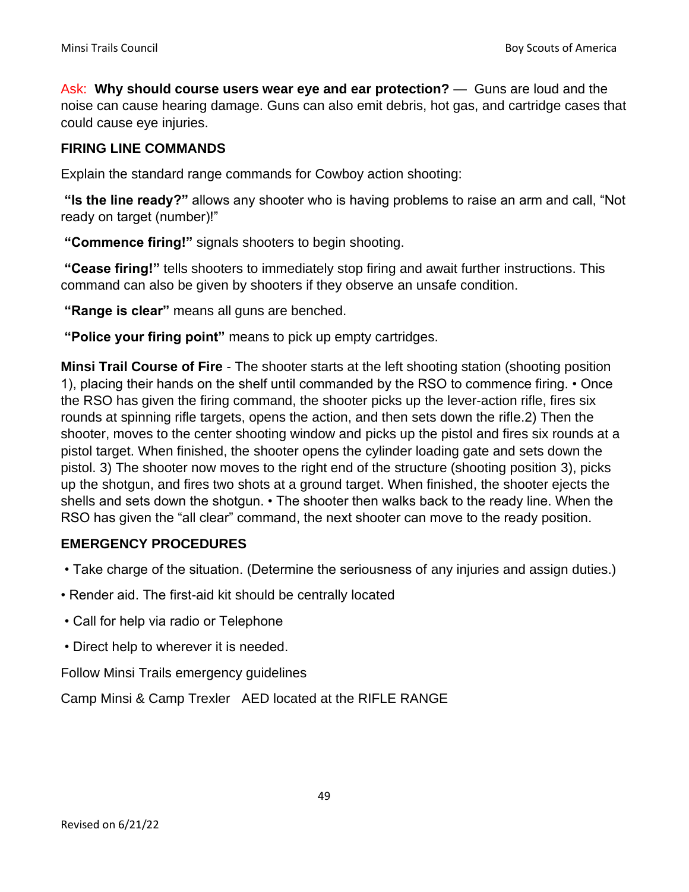Ask: **Why should course users wear eye and ear protection?** — Guns are loud and the noise can cause hearing damage. Guns can also emit debris, hot gas, and cartridge cases that could cause eye injuries.

**FIRING LINE COMMANDS**

Explain the standard range commands for Cowboy action shooting:

**"Is the line ready?"** allows any shooter who is having problems to raise an arm and call, "Not ready on target (number)!"

**"Commence firing!"** signals shooters to begin shooting.

**"Cease firing!"** tells shooters to immediately stop firing and await further instructions. This command can also be given by shooters if they observe an unsafe condition.

**"Range is clear"** means all guns are benched.

**"Police your firing point"** means to pick up empty cartridges.

**Minsi Trail Course of Fire** - The shooter starts at the left shooting station (shooting position 1), placing their hands on the shelf until commanded by the RSO to commence firing. • Once the RSO has given the firing command, the shooter picks up the lever-action rifle, fires six rounds at spinning rifle targets, opens the action, and then sets down the rifle.2) Then the shooter, moves to the center shooting window and picks up the pistol and fires six rounds at a pistol target. When finished, the shooter opens the cylinder loading gate and sets down the pistol. 3) The shooter now moves to the right end of the structure (shooting position 3), picks up the shotgun, and fires two shots at a ground target. When finished, the shooter ejects the shells and sets down the shotgun. • The shooter then walks back to the ready line. When the RSO has given the "all clear" command, the next shooter can move to the ready position.

**EMERGENCY PROCEDURES**

- Take charge of the situation. (Determine the seriousness of any injuries and assign duties.)
- Render aid. The first-aid kit should be centrally located
- Call for help via radio or Telephone
- Direct help to wherever it is needed.

Follow Minsi Trails emergency guidelines

Camp Minsi & Camp Trexler   AED located at the RIFLE RANGE

Revised on 6/21/22